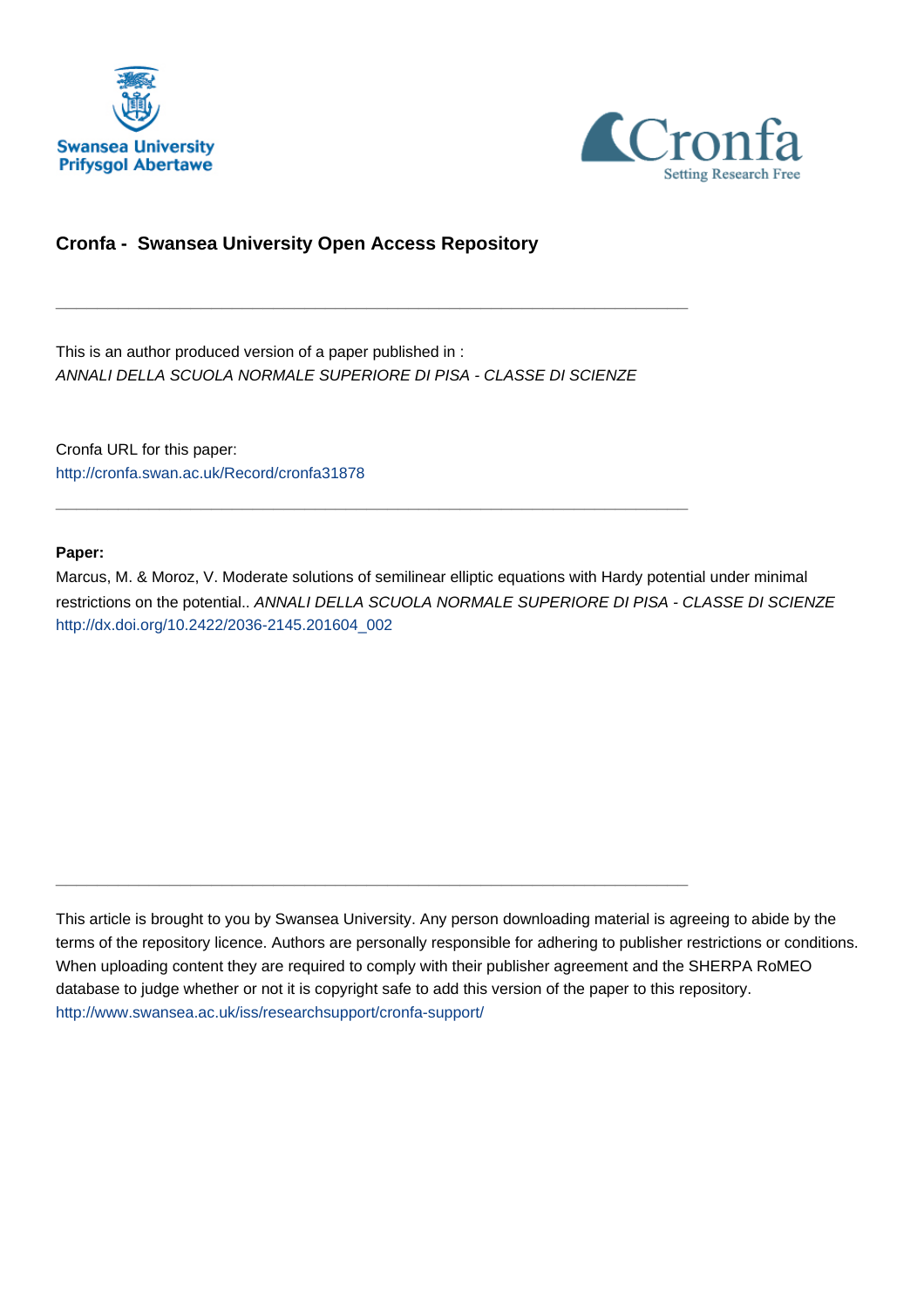**Cronfa - Swansea University Open Access Repository**

---

This is an author produced version of a paper published in :
*ANNALI DELLA SCUOLA NORMALE SUPERIORE DI PISA - CLASSE DI SCIENZE*

Cronfa URL for this paper:
http://cronfa.swan.ac.uk/Record/cronfa31878

---

**Paper:**

Marcus, M. & Moroz, V. Moderate solutions of semilinear elliptic equations with Hardy potential under minimal restrictions on the potential.. *ANNALI DELLA SCUOLA NORMALE SUPERIORE DI PISA - CLASSE DI SCIENZE*
http://dx.doi.org/10.2422/2036-2145.201604_002

---

This article is brought to you by Swansea University. Any person downloading material is agreeing to abide by the terms of the repository licence. Authors are personally responsible for adhering to publisher restrictions or conditions. When uploading content they are required to comply with their publisher agreement and the SHERPA RoMEO database to judge whether or not it is copyright safe to add this version of the paper to this repository.
http://www.swansea.ac.uk/iss/researchsupport/cronfa-support/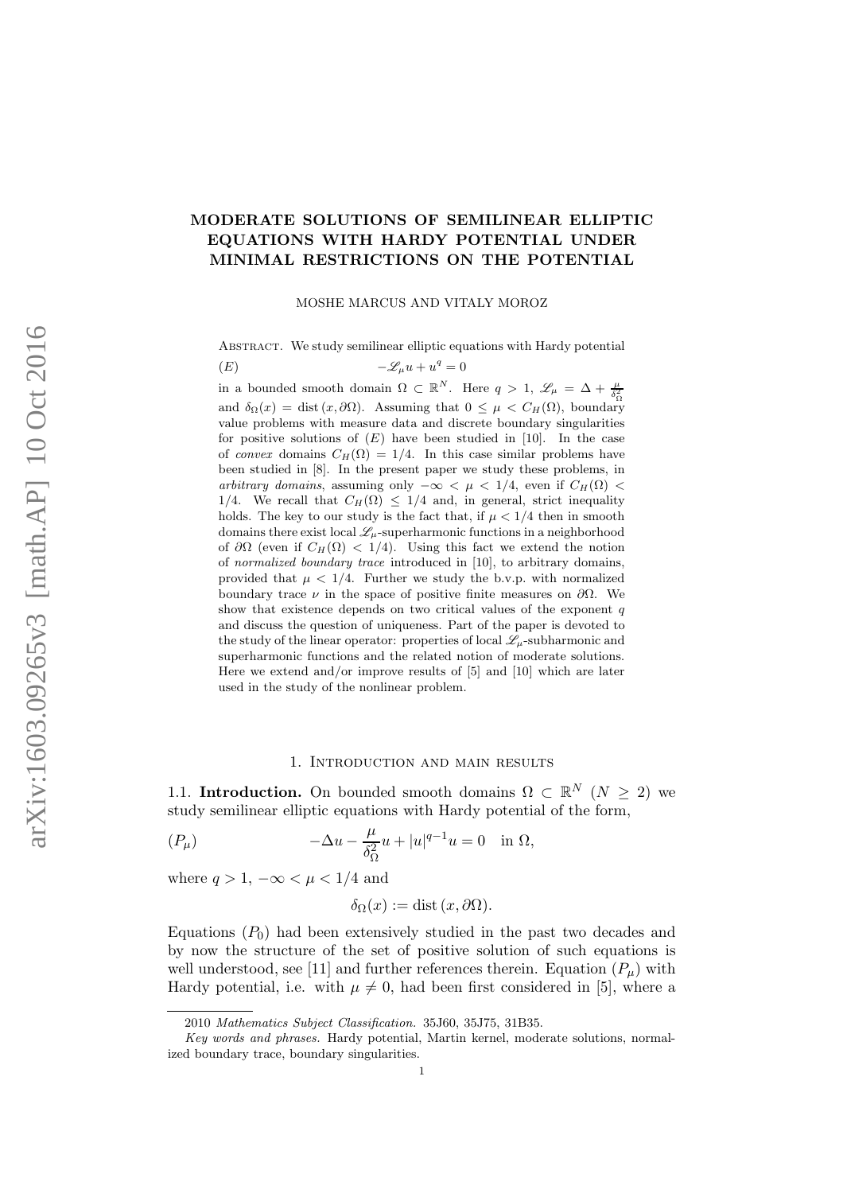# MODERATE SOLUTIONS OF SEMILINEAR ELLIPTIC EQUATIONS WITH HARDY POTENTIAL UNDER MINIMAL RESTRICTIONS ON THE POTENTIAL

MOSHE MARCUS AND VITALY MOROZ

Abstract. We study semilinear elliptic equations with Hardy potential

$$(E) \qquad\qquad -\mathscr{L}_\mu u + u^q = 0$$

in a bounded smooth domain $\Omega \subset \mathbb{R}^N$. Here $q > 1$, $\mathscr{L}_\mu = \Delta + \frac{\mu}{\delta_\Omega^2}$ and $\delta_\Omega(x) = \operatorname{dist}(x, \partial\Omega)$. Assuming that $0 \le \mu < C_H(\Omega)$, boundary value problems with measure data and discrete boundary singularities for positive solutions of $(E)$ have been studied in [10]. In the case of *convex* domains $C_H(\Omega) = 1/4$. In this case similar problems have been studied in [8]. In the present paper we study these problems, in *arbitrary domains*, assuming only $-\infty < \mu < 1/4$, even if $C_H(\Omega) < 1/4$. We recall that $C_H(\Omega) \le 1/4$ and, in general, strict inequality holds. The key to our study is the fact that, if $\mu < 1/4$ then in smooth domains there exist local $\mathscr{L}_\mu$-superharmonic functions in a neighborhood of $\partial\Omega$ (even if $C_H(\Omega) < 1/4$). Using this fact we extend the notion of *normalized boundary trace* introduced in [10], to arbitrary domains, provided that $\mu < 1/4$. Further we study the b.v.p. with normalized boundary trace $\nu$ in the space of positive finite measures on $\partial\Omega$. We show that existence depends on two critical values of the exponent $q$ and discuss the question of uniqueness. Part of the paper is devoted to the study of the linear operator: properties of local $\mathscr{L}_\mu$-subharmonic and superharmonic functions and the related notion of moderate solutions. Here we extend and/or improve results of [5] and [10] which are later used in the study of the nonlinear problem.

## 1. Introduction and main results

**1.1. Introduction.** On bounded smooth domains $\Omega \subset \mathbb{R}^N$ $(N \ge 2)$ we study semilinear elliptic equations with Hardy potential of the form,

$$(P_\mu) \qquad\qquad -\Delta u - \frac{\mu}{\delta_\Omega^2} u + |u|^{q-1} u = 0 \quad \text{in } \Omega,$$

where $q > 1$, $-\infty < \mu < 1/4$ and

$$\delta_\Omega(x) := \operatorname{dist}(x, \partial\Omega).$$

Equations $(P_0)$ had been extensively studied in the past two decades and by now the structure of the set of positive solution of such equations is well understood, see [11] and further references therein. Equation $(P_\mu)$ with Hardy potential, i.e. with $\mu \ne 0$, had been first considered in [5], where a

2010 *Mathematics Subject Classification.* 35J60, 35J75, 31B35.

*Key words and phrases.* Hardy potential, Martin kernel, moderate solutions, normalized boundary trace, boundary singularities.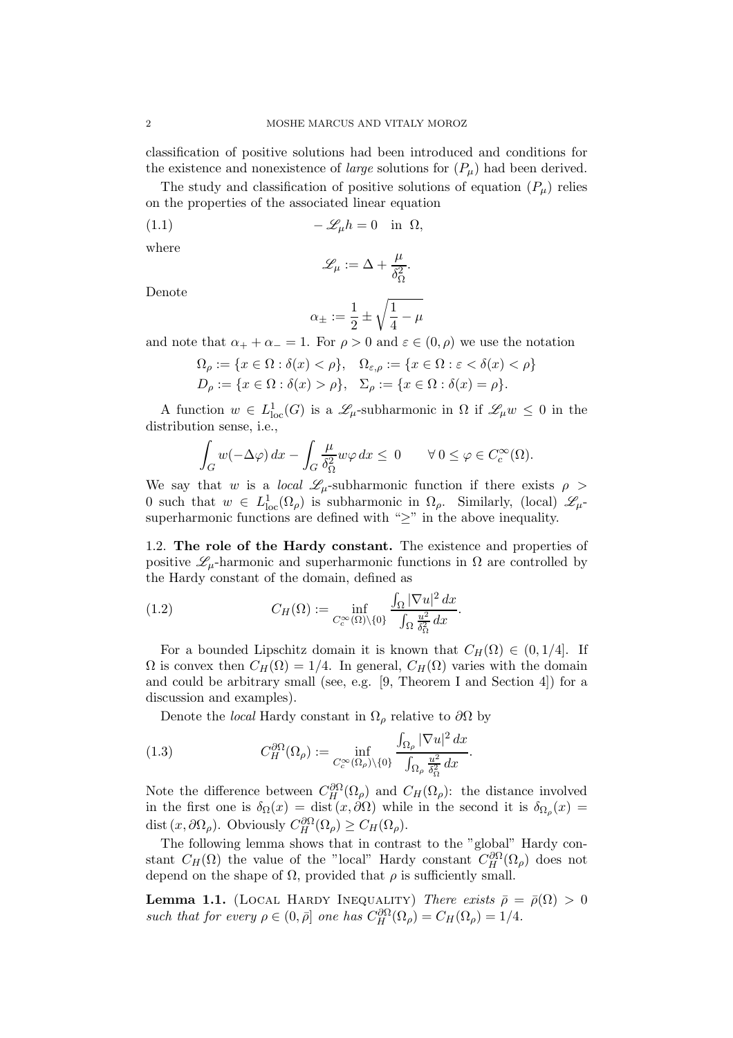classification of positive solutions had been introduced and conditions for the existence and nonexistence of *large* solutions for $(P_\mu)$ had been derived.

The study and classification of positive solutions of equation $(P_\mu)$ relies on the properties of the associated linear equation

$$-\mathscr{L}_\mu h = 0 \quad \text{in } \Omega, \tag{1.1}$$

where

$$\mathscr{L}_\mu := \Delta + \frac{\mu}{\delta_\Omega^2}.$$

Denote

$$\alpha_\pm := \frac{1}{2} \pm \sqrt{\frac{1}{4} - \mu}$$

and note that $\alpha_+ + \alpha_- = 1$. For $\rho > 0$ and $\varepsilon \in (0, \rho)$ we use the notation

$$\Omega_\rho := \{x \in \Omega : \delta(x) < \rho\}, \quad \Omega_{\varepsilon,\rho} := \{x \in \Omega : \varepsilon < \delta(x) < \rho\}$$
$$D_\rho := \{x \in \Omega : \delta(x) > \rho\}, \quad \Sigma_\rho := \{x \in \Omega : \delta(x) = \rho\}.$$

A function $w \in L^1_{\rm loc}(G)$ is a $\mathscr{L}_\mu$-subharmonic in $\Omega$ if $\mathscr{L}_\mu w \le 0$ in the distribution sense, i.e.,

$$\int_G w(-\Delta\varphi)\,dx - \int_G \frac{\mu}{\delta_\Omega^2} w\varphi\,dx \le 0 \qquad \forall\, 0 \le \varphi \in C_c^\infty(\Omega).$$

We say that $w$ is a *local* $\mathscr{L}_\mu$-subharmonic function if there exists $\rho > 0$ such that $w \in L^1_{\rm loc}(\Omega_\rho)$ is subharmonic in $\Omega_\rho$. Similarly, (local) $\mathscr{L}_\mu$-superharmonic functions are defined with "$\ge$" in the above inequality.

**1.2. The role of the Hardy constant.** The existence and properties of positive $\mathscr{L}_\mu$-harmonic and superharmonic functions in $\Omega$ are controlled by the Hardy constant of the domain, defined as

$$C_H(\Omega) := \inf_{C_c^\infty(\Omega)\setminus\{0\}} \frac{\int_\Omega |\nabla u|^2\,dx}{\int_\Omega \frac{u^2}{\delta_\Omega^2}\,dx}. \tag{1.2}$$

For a bounded Lipschitz domain it is known that $C_H(\Omega) \in (0, 1/4]$. If $\Omega$ is convex then $C_H(\Omega) = 1/4$. In general, $C_H(\Omega)$ varies with the domain and could be arbitrary small (see, e.g. [9, Theorem I and Section 4]) for a discussion and examples).

Denote the *local* Hardy constant in $\Omega_\rho$ relative to $\partial\Omega$ by

$$C_H^{\partial\Omega}(\Omega_\rho) := \inf_{C_c^\infty(\Omega_\rho)\setminus\{0\}} \frac{\int_{\Omega_\rho} |\nabla u|^2\,dx}{\int_{\Omega_\rho} \frac{u^2}{\delta_\Omega^2}\,dx}. \tag{1.3}$$

Note the difference between $C_H^{\partial\Omega}(\Omega_\rho)$ and $C_H(\Omega_\rho)$: the distance involved in the first one is $\delta_\Omega(x) = \operatorname{dist}(x, \partial\Omega)$ while in the second it is $\delta_{\Omega_\rho}(x) = \operatorname{dist}(x, \partial\Omega_\rho)$. Obviously $C_H^{\partial\Omega}(\Omega_\rho) \ge C_H(\Omega_\rho)$.

The following lemma shows that in contrast to the "global" Hardy constant $C_H(\Omega)$ the value of the "local" Hardy constant $C_H^{\partial\Omega}(\Omega_\rho)$ does not depend on the shape of $\Omega$, provided that $\rho$ is sufficiently small.

**Lemma 1.1.** (Local Hardy Inequality) *There exists $\bar\rho = \bar\rho(\Omega) > 0$ such that for every $\rho \in (0, \bar\rho]$ one has $C_H^{\partial\Omega}(\Omega_\rho) = C_H(\Omega_\rho) = 1/4$.*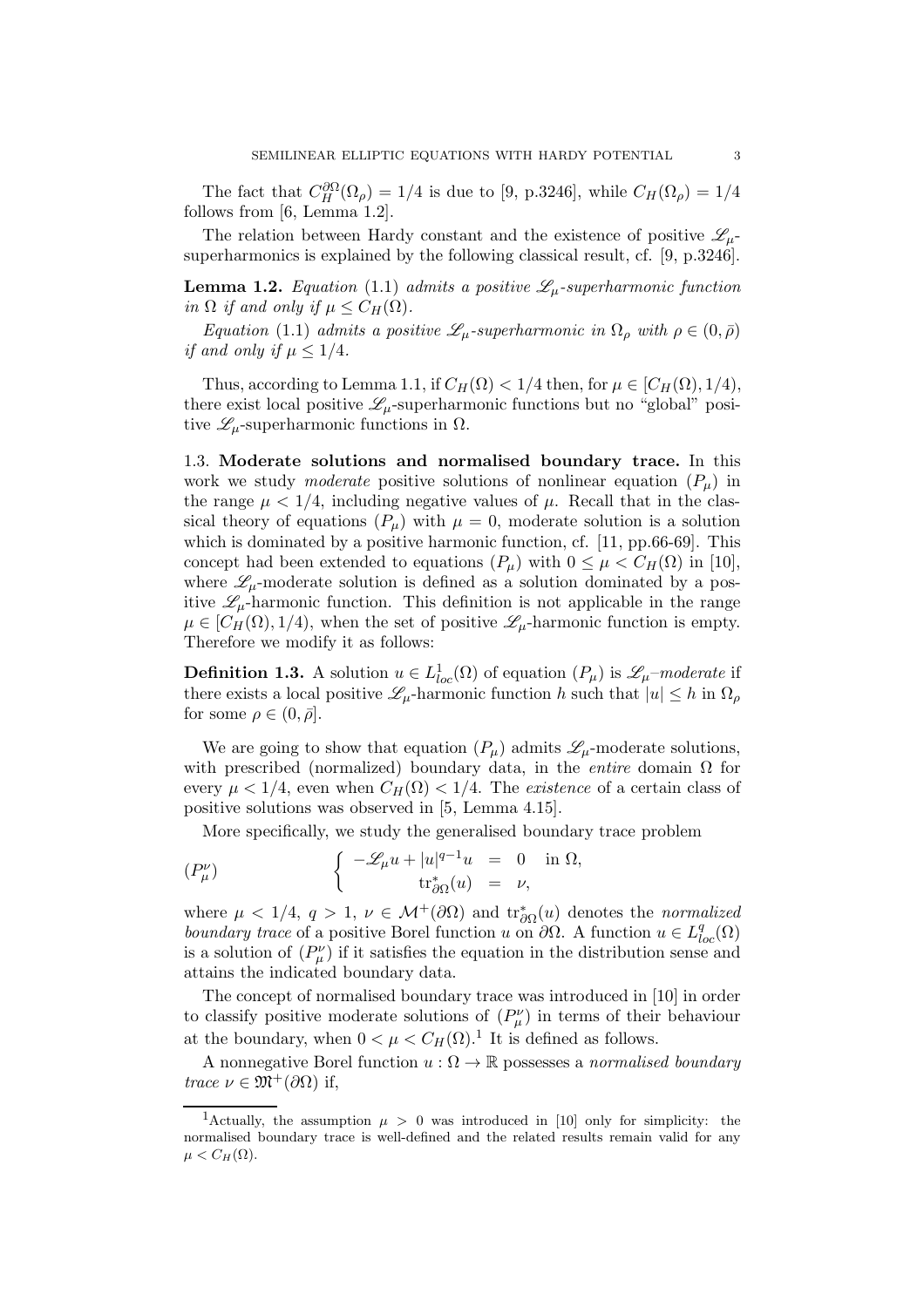The fact that $C_H^{\partial\Omega}(\Omega_\rho) = 1/4$ is due to [9, p.3246], while $C_H(\Omega_\rho) = 1/4$ follows from [6, Lemma 1.2].

The relation between Hardy constant and the existence of positive $\mathscr{L}_\mu$-superharmonics is explained by the following classical result, cf. [9, p.3246].

**Lemma 1.2.** *Equation* (1.1) *admits a positive $\mathscr{L}_\mu$-superharmonic function in $\Omega$ if and only if $\mu \le C_H(\Omega)$.*

*Equation* (1.1) *admits a positive $\mathscr{L}_\mu$-superharmonic in $\Omega_\rho$ with $\rho \in (0, \bar\rho)$ if and only if $\mu \le 1/4$.*

Thus, according to Lemma 1.1, if $C_H(\Omega) < 1/4$ then, for $\mu \in [C_H(\Omega), 1/4)$, there exist local positive $\mathscr{L}_\mu$-superharmonic functions but no "global" positive $\mathscr{L}_\mu$-superharmonic functions in $\Omega$.

### 1.3. Moderate solutions and normalised boundary trace.

In this work we study *moderate* positive solutions of nonlinear equation $(P_\mu)$ in the range $\mu < 1/4$, including negative values of $\mu$. Recall that in the classical theory of equations $(P_\mu)$ with $\mu = 0$, moderate solution is a solution which is dominated by a positive harmonic function, cf. [11, pp.66-69]. This concept had been extended to equations $(P_\mu)$ with $0 \le \mu < C_H(\Omega)$ in [10], where $\mathscr{L}_\mu$-moderate solution is defined as a solution dominated by a positive $\mathscr{L}_\mu$-harmonic function. This definition is not applicable in the range $\mu \in [C_H(\Omega), 1/4)$, when the set of positive $\mathscr{L}_\mu$-harmonic function is empty. Therefore we modify it as follows:

**Definition 1.3.** A solution $u \in L^1_{loc}(\Omega)$ of equation $(P_\mu)$ is *$\mathscr{L}_\mu$–moderate* if there exists a local positive $\mathscr{L}_\mu$-harmonic function $h$ such that $|u| \le h$ in $\Omega_\rho$ for some $\rho \in (0, \bar\rho]$.

We are going to show that equation $(P_\mu)$ admits $\mathscr{L}_\mu$-moderate solutions, with prescribed (normalized) boundary data, in the *entire* domain $\Omega$ for every $\mu < 1/4$, even when $C_H(\Omega) < 1/4$. The *existence* of a certain class of positive solutions was observed in [5, Lemma 4.15].

More specifically, we study the generalised boundary trace problem

$$
(P_\mu^\nu) \qquad \begin{cases} -\mathscr{L}_\mu u + |u|^{q-1}u &= 0 \quad \text{in } \Omega, \\ \operatorname{tr}^*_{\partial\Omega}(u) &= \nu, \end{cases}
$$

where $\mu < 1/4$, $q > 1$, $\nu \in \mathcal{M}^+(\partial\Omega)$ and $\operatorname{tr}^*_{\partial\Omega}(u)$ denotes the *normalized boundary trace* of a positive Borel function $u$ on $\partial\Omega$. A function $u \in L^q_{loc}(\Omega)$ is a solution of $(P_\mu^\nu)$ if it satisfies the equation in the distribution sense and attains the indicated boundary data.

The concept of normalised boundary trace was introduced in [10] in order to classify positive moderate solutions of $(P_\mu^\nu)$ in terms of their behaviour at the boundary, when $0 < \mu < C_H(\Omega)$.[1] It is defined as follows.

A nonnegative Borel function $u : \Omega \to \mathbb{R}$ possesses a *normalised boundary trace* $\nu \in \mathfrak{M}^+(\partial\Omega)$ if,

[1] Actually, the assumption $\mu > 0$ was introduced in [10] only for simplicity: the normalised boundary trace is well-defined and the related results remain valid for any $\mu < C_H(\Omega)$.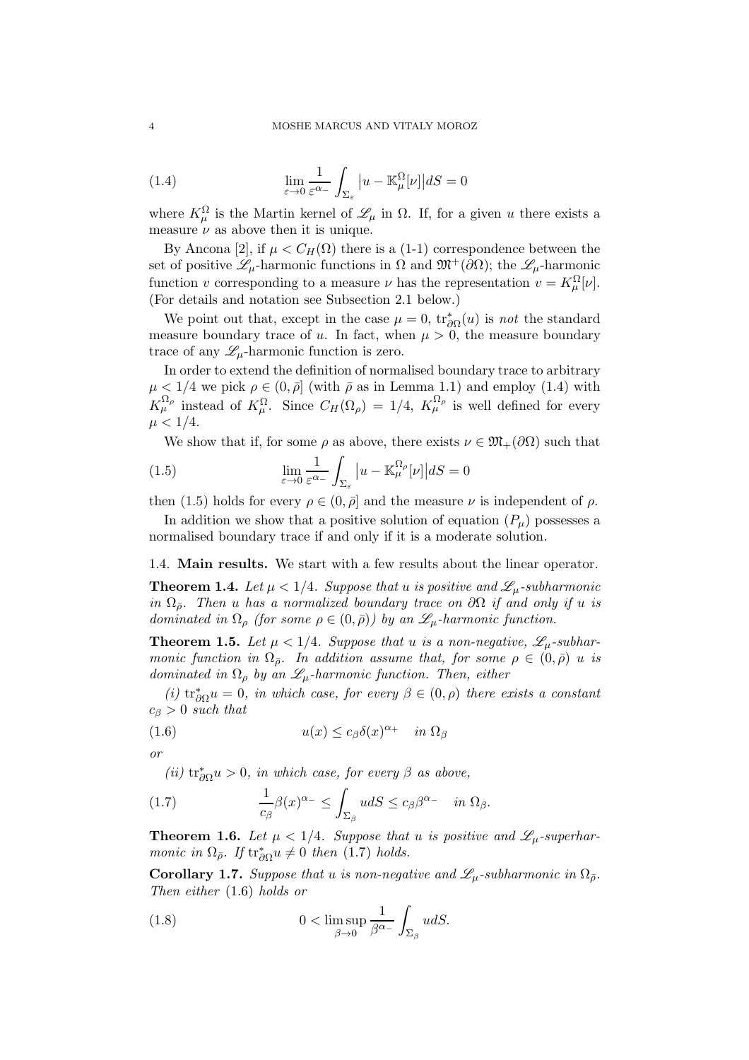$$\lim_{\varepsilon\to 0}\frac{1}{\varepsilon^{\alpha_-}}\int_{\Sigma_\varepsilon}\left|u-\mathbb{K}_\mu^\Omega[\nu]\right|dS=0 \tag{1.4}$$

where $K_\mu^\Omega$ is the Martin kernel of $\mathscr{L}_\mu$ in $\Omega$. If, for a given $u$ there exists a measure $\nu$ as above then it is unique.

By Ancona [2], if $\mu < C_H(\Omega)$ there is a (1-1) correspondence between the set of positive $\mathscr{L}_\mu$-harmonic functions in $\Omega$ and $\mathfrak{M}^+(\partial\Omega)$; the $\mathscr{L}_\mu$-harmonic function $v$ corresponding to a measure $\nu$ has the representation $v = K_\mu^\Omega[\nu]$. (For details and notation see Subsection 2.1 below.)

We point out that, except in the case $\mu = 0$, $\operatorname{tr}^*_{\partial\Omega}(u)$ is *not* the standard measure boundary trace of $u$. In fact, when $\mu > 0$, the measure boundary trace of any $\mathscr{L}_\mu$-harmonic function is zero.

In order to extend the definition of normalised boundary trace to arbitrary $\mu < 1/4$ we pick $\rho \in (0, \bar\rho]$ (with $\bar\rho$ as in Lemma 1.1) and employ (1.4) with $K_\mu^{\Omega_\rho}$ instead of $K_\mu^\Omega$. Since $C_H(\Omega_\rho) = 1/4$, $K_\mu^{\Omega_\rho}$ is well defined for every $\mu < 1/4$.

We show that if, for some $\rho$ as above, there exists $\nu \in \mathfrak{M}_+(\partial\Omega)$ such that

$$\lim_{\varepsilon\to 0}\frac{1}{\varepsilon^{\alpha_-}}\int_{\Sigma_\varepsilon}\left|u-\mathbb{K}_\mu^{\Omega_\rho}[\nu]\right|dS=0 \tag{1.5}$$

then (1.5) holds for every $\rho \in (0, \bar\rho]$ and the measure $\nu$ is independent of $\rho$.

In addition we show that a positive solution of equation $(P_\mu)$ possesses a normalised boundary trace if and only if it is a moderate solution.

## 1.4. Main results.

We start with a few results about the linear operator.

**Theorem 1.4.** *Let $\mu < 1/4$. Suppose that $u$ is positive and $\mathscr{L}_\mu$-subharmonic in $\Omega_{\bar\rho}$. Then $u$ has a normalized boundary trace on $\partial\Omega$ if and only if $u$ is dominated in $\Omega_\rho$ (for some $\rho \in (0, \bar\rho)$) by an $\mathscr{L}_\mu$-harmonic function.*

**Theorem 1.5.** *Let $\mu < 1/4$. Suppose that $u$ is a non-negative, $\mathscr{L}_\mu$-subharmonic function in $\Omega_{\bar\rho}$. In addition assume that, for some $\rho \in (0, \bar\rho)$ $u$ is dominated in $\Omega_\rho$ by an $\mathscr{L}_\mu$-harmonic function. Then, either*

*(i) $\operatorname{tr}^*_{\partial\Omega} u = 0$, in which case, for every $\beta \in (0, \rho)$ there exists a constant $c_\beta > 0$ such that*

$$u(x) \le c_\beta \delta(x)^{\alpha_+} \quad \text{in } \Omega_\beta \tag{1.6}$$

*or*

*(ii) $\operatorname{tr}^*_{\partial\Omega} u > 0$, in which case, for every $\beta$ as above,*

$$\frac{1}{c_\beta}\beta(x)^{\alpha_-} \le \int_{\Sigma_\beta} u\,dS \le c_\beta \beta^{\alpha_-} \quad \text{in } \Omega_\beta. \tag{1.7}$$

**Theorem 1.6.** *Let $\mu < 1/4$. Suppose that $u$ is positive and $\mathscr{L}_\mu$-superharmonic in $\Omega_{\bar\rho}$. If $\operatorname{tr}^*_{\partial\Omega} u \ne 0$ then (1.7) holds.*

**Corollary 1.7.** *Suppose that $u$ is non-negative and $\mathscr{L}_\mu$-subharmonic in $\Omega_{\bar\rho}$. Then either (1.6) holds or*

$$0 < \limsup_{\beta\to 0}\frac{1}{\beta^{\alpha_-}}\int_{\Sigma_\beta} u\,dS. \tag{1.8}$$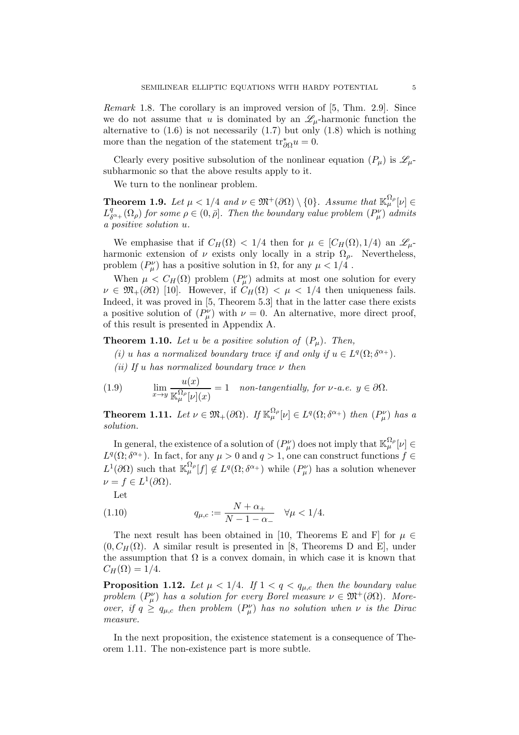*Remark* 1.8. The corollary is an improved version of [5, Thm. 2.9]. Since we do not assume that $u$ is dominated by an $\mathscr{L}_\mu$-harmonic function the alternative to (1.6) is not necessarily (1.7) but only (1.8) which is nothing more than the negation of the statement $\mathrm{tr}^*_{\partial\Omega} u = 0$.

Clearly every positive subsolution of the nonlinear equation $(P_\mu)$ is $\mathscr{L}_\mu$-subharmonic so that the above results apply to it.

We turn to the nonlinear problem.

**Theorem 1.9.** *Let $\mu < 1/4$ and $\nu \in \mathfrak{M}^+(\partial\Omega) \setminus \{0\}$. Assume that $\mathbb{K}^{\Omega_\rho}_\mu[\nu] \in L^q_{\delta^{\alpha_+}}(\Omega_\rho)$ for some $\rho \in (0, \bar\rho]$. Then the boundary value problem $(P^\nu_\mu)$ admits a positive solution $u$.*

We emphasise that if $C_H(\Omega) < 1/4$ then for $\mu \in [C_H(\Omega), 1/4)$ an $\mathscr{L}_\mu$-harmonic extension of $\nu$ exists only locally in a strip $\Omega_\rho$. Nevertheless, problem $(P^\nu_\mu)$ has a positive solution in $\Omega$, for any $\mu < 1/4$ .

When $\mu < C_H(\Omega)$ problem $(P^\nu_\mu)$ admits at most one solution for every $\nu \in \mathfrak{M}_+(\partial\Omega)$ [10]. However, if $C_H(\Omega) < \mu < 1/4$ then uniqueness fails. Indeed, it was proved in [5, Theorem 5.3] that in the latter case there exists a positive solution of $(P^\nu_\mu)$ with $\nu = 0$. An alternative, more direct proof, of this result is presented in Appendix A.

**Theorem 1.10.** *Let $u$ be a positive solution of $(P_\mu)$. Then,*

*(i) $u$ has a normalized boundary trace if and only if $u \in L^q(\Omega; \delta^{\alpha_+})$.*

*(ii) If $u$ has normalized boundary trace $\nu$ then*

$$\lim_{x\to y} \frac{u(x)}{\mathbb{K}^{\Omega_\rho}_\mu[\nu](x)} = 1 \quad \text{non-tangentially, for } \nu\text{-a.e. } y \in \partial\Omega. \tag{1.9}$$

**Theorem 1.11.** *Let $\nu \in \mathfrak{M}_+(\partial\Omega)$. If $\mathbb{K}^{\Omega_\rho}_\mu[\nu] \in L^q(\Omega; \delta^{\alpha_+})$ then $(P^\nu_\mu)$ has a solution.*

In general, the existence of a solution of $(P^\nu_\mu)$ does not imply that $\mathbb{K}^{\Omega_\rho}_\mu[\nu] \in L^q(\Omega; \delta^{\alpha_+})$. In fact, for any $\mu > 0$ and $q > 1$, one can construct functions $f \in L^1(\partial\Omega)$ such that $\mathbb{K}^{\Omega_\rho}_\mu[f] \notin L^q(\Omega; \delta^{\alpha_+})$ while $(P^\nu_\mu)$ has a solution whenever $\nu = f \in L^1(\partial\Omega)$.

Let

$$q_{\mu,c} := \frac{N + \alpha_+}{N - 1 - \alpha_-} \quad \forall \mu < 1/4. \tag{1.10}$$

The next result has been obtained in [10, Theorems E and F] for $\mu \in (0, C_H(\Omega)$. A similar result is presented in [8, Theorems D and E], under the assumption that $\Omega$ is a convex domain, in which case it is known that $C_H(\Omega) = 1/4$.

**Proposition 1.12.** *Let $\mu < 1/4$. If $1 < q < q_{\mu,c}$ then the boundary value problem $(P^\nu_\mu)$ has a solution for every Borel measure $\nu \in \mathfrak{M}^+(\partial\Omega)$. Moreover, if $q \geq q_{\mu,c}$ then problem $(P^\nu_\mu)$ has no solution when $\nu$ is the Dirac measure.*

In the next proposition, the existence statement is a consequence of Theorem 1.11. The non-existence part is more subtle.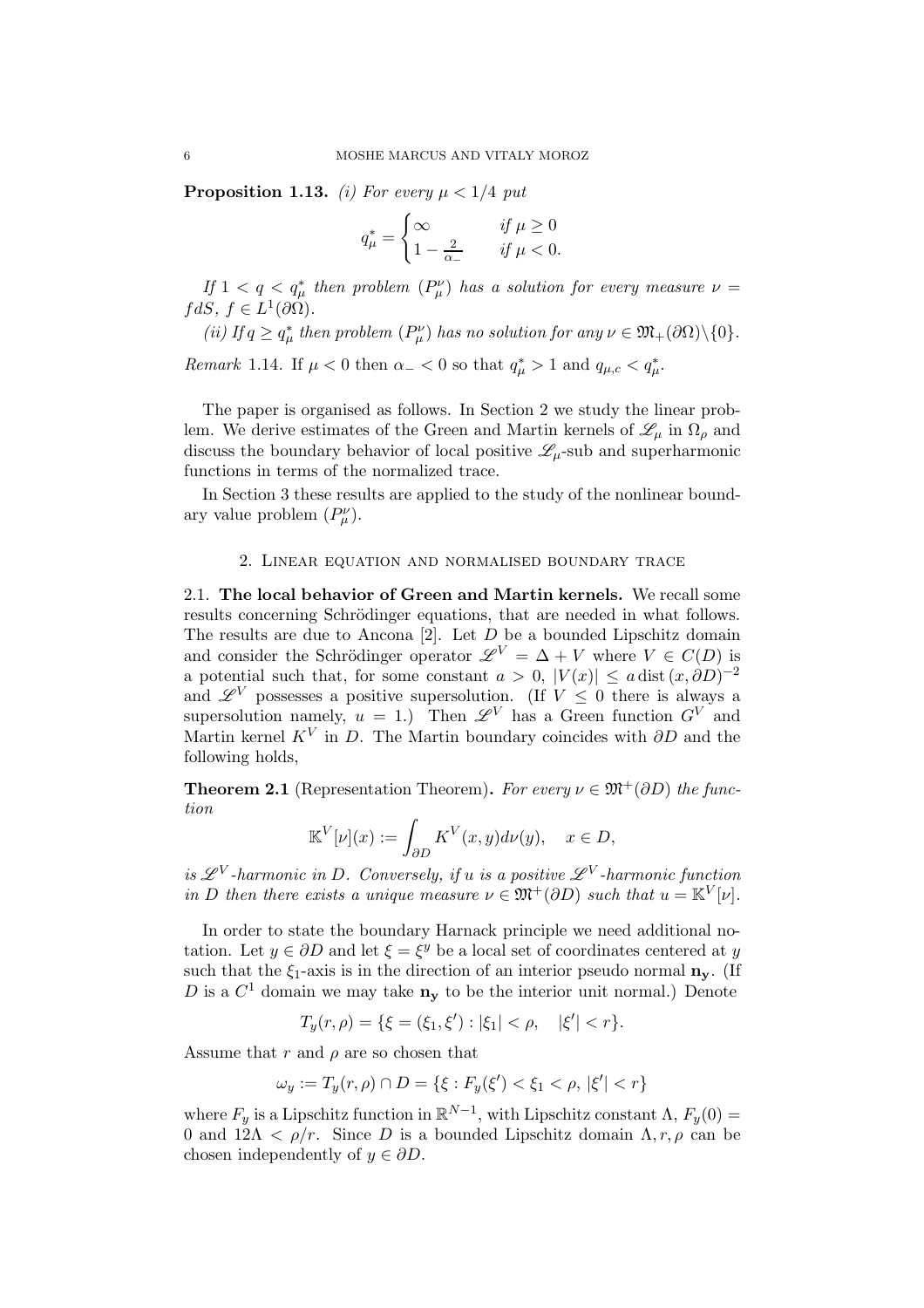**Proposition 1.13.** *(i) For every $\mu < 1/4$ put*

$$q_\mu^* = \begin{cases} \infty & \text{if } \mu \geq 0 \\ 1 - \frac{2}{\alpha_-} & \text{if } \mu < 0. \end{cases}$$

*If $1 < q < q_\mu^*$ then problem $(P_\mu^\nu)$ has a solution for every measure $\nu = f dS$, $f \in L^1(\partial\Omega)$.*

*(ii) If $q \geq q_\mu^*$ then problem $(P_\mu^\nu)$ has no solution for any $\nu \in \mathfrak{M}_+(\partial\Omega)\backslash\{0\}$.*

*Remark* 1.14. If $\mu < 0$ then $\alpha_- < 0$ so that $q_\mu^* > 1$ and $q_{\mu,c} < q_\mu^*$.

The paper is organised as follows. In Section 2 we study the linear problem. We derive estimates of the Green and Martin kernels of $\mathscr{L}_\mu$ in $\Omega_\rho$ and discuss the boundary behavior of local positive $\mathscr{L}_\mu$-sub and superharmonic functions in terms of the normalized trace.

In Section 3 these results are applied to the study of the nonlinear boundary value problem $(P_\mu^\nu)$.

## 2. Linear equation and normalised boundary trace

### 2.1. The local behavior of Green and Martin kernels.

We recall some results concerning Schrödinger equations, that are needed in what follows. The results are due to Ancona [2]. Let $D$ be a bounded Lipschitz domain and consider the Schrödinger operator $\mathscr{L}^V = \Delta + V$ where $V \in C(D)$ is a potential such that, for some constant $a > 0$, $|V(x)| \leq a \operatorname{dist}(x, \partial D)^{-2}$ and $\mathscr{L}^V$ possesses a positive supersolution. (If $V \leq 0$ there is always a supersolution namely, $u = 1$.) Then $\mathscr{L}^V$ has a Green function $G^V$ and Martin kernel $K^V$ in $D$. The Martin boundary coincides with $\partial D$ and the following holds,

**Theorem 2.1** (Representation Theorem)**.** *For every $\nu \in \mathfrak{M}^+(\partial D)$ the function*

$$\mathbb{K}^V[\nu](x) := \int_{\partial D} K^V(x,y) d\nu(y), \quad x \in D,$$

*is $\mathscr{L}^V$-harmonic in $D$. Conversely, if $u$ is a positive $\mathscr{L}^V$-harmonic function in $D$ then there exists a unique measure $\nu \in \mathfrak{M}^+(\partial D)$ such that $u = \mathbb{K}^V[\nu]$.*

In order to state the boundary Harnack principle we need additional notation. Let $y \in \partial D$ and let $\xi = \xi^y$ be a local set of coordinates centered at $y$ such that the $\xi_1$-axis is in the direction of an interior pseudo normal $\mathbf{n_y}$. (If $D$ is a $C^1$ domain we may take $\mathbf{n_y}$ to be the interior unit normal.) Denote

$$T_y(r, \rho) = \{\xi = (\xi_1, \xi') : |\xi_1| < \rho, \quad |\xi'| < r\}.$$

Assume that $r$ and $\rho$ are so chosen that

$$\omega_y := T_y(r, \rho) \cap D = \{\xi : F_y(\xi') < \xi_1 < \rho, \, |\xi'| < r\}$$

where $F_y$ is a Lipschitz function in $\mathbb{R}^{N-1}$, with Lipschitz constant $\Lambda$, $F_y(0) = 0$ and $12\Lambda < \rho/r$. Since $D$ is a bounded Lipschitz domain $\Lambda, r, \rho$ can be chosen independently of $y \in \partial D$.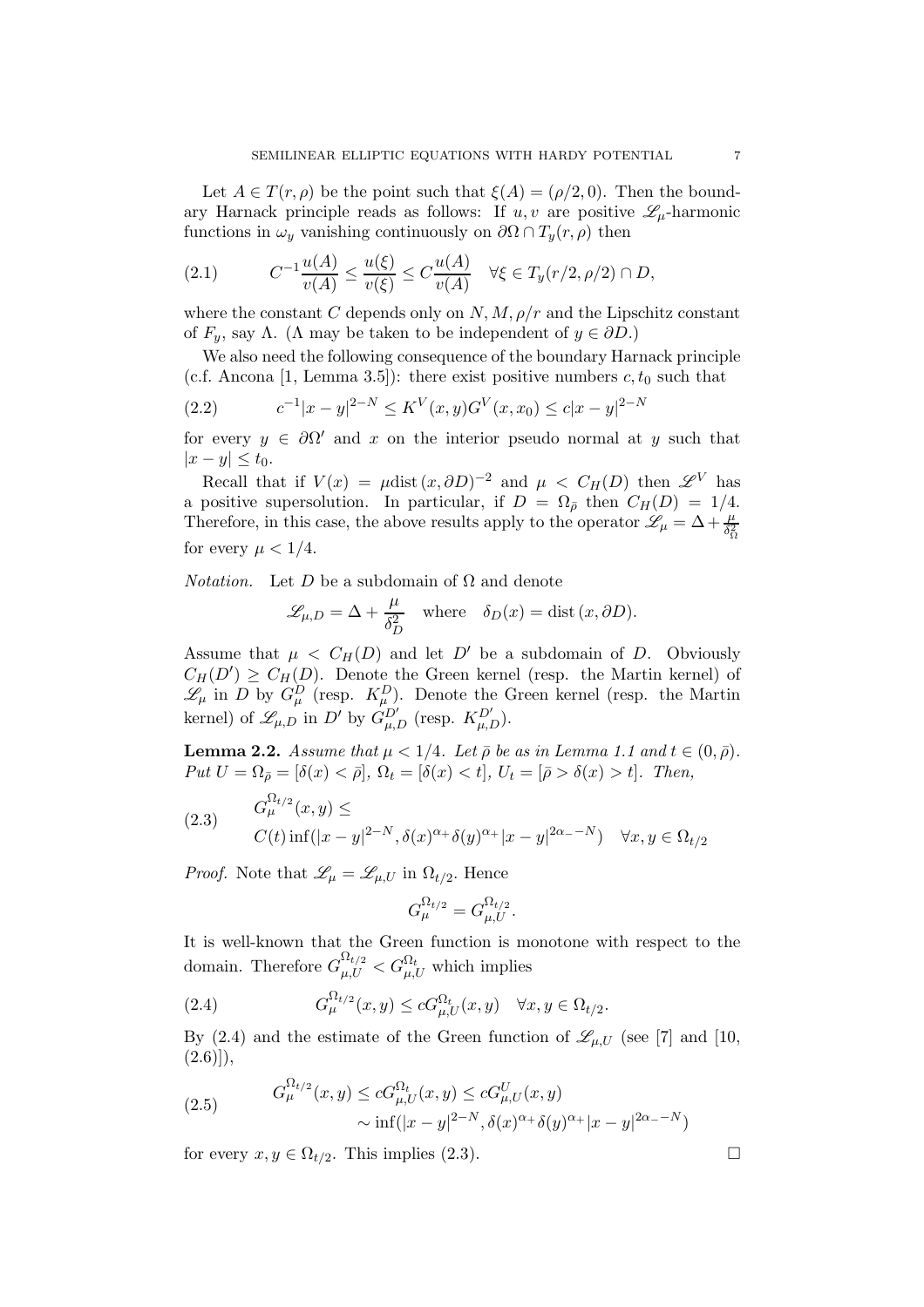Let $A \in T(r,\rho)$ be the point such that $\xi(A) = (\rho/2, 0)$. Then the boundary Harnack principle reads as follows: If $u, v$ are positive $\mathscr{L}_\mu$-harmonic functions in $\omega_y$ vanishing continuously on $\partial\Omega \cap T_y(r,\rho)$ then

$$C^{-1}\frac{u(A)}{v(A)} \leq \frac{u(\xi)}{v(\xi)} \leq C\frac{u(A)}{v(A)} \quad \forall \xi \in T_y(r/2, \rho/2) \cap D, \tag{2.1}$$

where the constant $C$ depends only on $N, M, \rho/r$ and the Lipschitz constant of $F_y$, say $\Lambda$. ($\Lambda$ may be taken to be independent of $y \in \partial D$.)

We also need the following consequence of the boundary Harnack principle (c.f. Ancona [1, Lemma 3.5]): there exist positive numbers $c, t_0$ such that

$$c^{-1}|x-y|^{2-N} \leq K^V(x,y)G^V(x,x_0) \leq c|x-y|^{2-N} \tag{2.2}$$

for every $y \in \partial\Omega'$ and $x$ on the interior pseudo normal at $y$ such that $|x-y| \leq t_0$.

Recall that if $V(x) = \mu \operatorname{dist}(x, \partial D)^{-2}$ and $\mu < C_H(D)$ then $\mathscr{L}^V$ has a positive supersolution. In particular, if $D = \Omega_{\bar\rho}$ then $C_H(D) = 1/4$. Therefore, in this case, the above results apply to the operator $\mathscr{L}_\mu = \Delta + \frac{\mu}{\delta_\Omega^2}$ for every $\mu < 1/4$.

*Notation.* Let $D$ be a subdomain of $\Omega$ and denote

$$\mathscr{L}_{\mu,D} = \Delta + \frac{\mu}{\delta_D^2} \quad \text{where} \quad \delta_D(x) = \operatorname{dist}(x, \partial D).$$

Assume that $\mu < C_H(D)$ and let $D'$ be a subdomain of $D$. Obviously $C_H(D') \geq C_H(D)$. Denote the Green kernel (resp. the Martin kernel) of $\mathscr{L}_\mu$ in $D$ by $G_\mu^D$ (resp. $K_\mu^D$). Denote the Green kernel (resp. the Martin kernel) of $\mathscr{L}_{\mu,D}$ in $D'$ by $G_{\mu,D}^{D'}$ (resp. $K_{\mu,D}^{D'}$).

**Lemma 2.2.** *Assume that $\mu < 1/4$. Let $\bar\rho$ be as in Lemma 1.1 and $t \in (0,\bar\rho)$. Put $U = \Omega_{\bar\rho} = [\delta(x) < \bar\rho]$, $\Omega_t = [\delta(x) < t]$, $U_t = [\bar\rho > \delta(x) > t]$. Then,*

$$\begin{aligned} &G_\mu^{\Omega_{t/2}}(x,y) \leq \\ &\quad C(t)\inf(|x-y|^{2-N}, \delta(x)^{\alpha_+}\delta(y)^{\alpha_+}|x-y|^{2\alpha_- - N}) \quad \forall x,y \in \Omega_{t/2} \end{aligned} \tag{2.3}$$

*Proof.* Note that $\mathscr{L}_\mu = \mathscr{L}_{\mu,U}$ in $\Omega_{t/2}$. Hence

$$G_\mu^{\Omega_{t/2}} = G_{\mu,U}^{\Omega_{t/2}}.$$

It is well-known that the Green function is monotone with respect to the domain. Therefore $G_{\mu,U}^{\Omega_{t/2}} < G_{\mu,U}^{\Omega_t}$ which implies

$$G_\mu^{\Omega_{t/2}}(x,y) \leq cG_{\mu,U}^{\Omega_t}(x,y) \quad \forall x,y \in \Omega_{t/2}. \tag{2.4}$$

By (2.4) and the estimate of the Green function of $\mathscr{L}_{\mu,U}$ (see [7] and [10, (2.6)]),

$$\begin{aligned} G_\mu^{\Omega_{t/2}}(x,y) &\leq cG_{\mu,U}^{\Omega_t}(x,y) \leq cG_{\mu,U}^{U}(x,y) \\ &\sim \inf(|x-y|^{2-N}, \delta(x)^{\alpha_+}\delta(y)^{\alpha_+}|x-y|^{2\alpha_- - N}) \end{aligned} \tag{2.5}$$

for every $x,y \in \Omega_{t/2}$. This implies (2.3). $\square$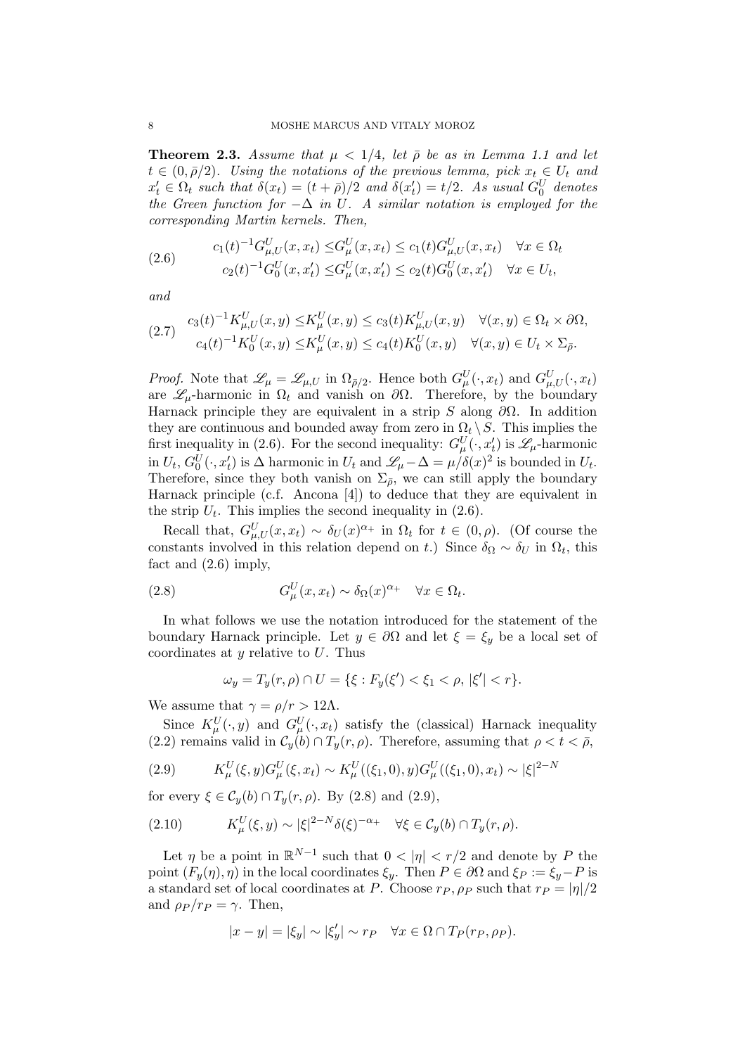**Theorem 2.3.** *Assume that $\mu < 1/4$, let $\bar\rho$ be as in Lemma 1.1 and let $t \in (0, \bar\rho/2)$. Using the notations of the previous lemma, pick $x_t \in U_t$ and $x'_t \in \Omega_t$ such that $\delta(x_t) = (t+\bar\rho)/2$ and $\delta(x'_t) = t/2$. As usual $G_0^U$ denotes the Green function for $-\Delta$ in $U$. A similar notation is employed for the corresponding Martin kernels. Then,*

$$
\begin{aligned}
c_1(t)^{-1} G^U_{\mu,U}(x,x_t) \le & G^U_\mu(x,x_t) \le c_1(t) G^U_{\mu,U}(x,x_t) \quad \forall x \in \Omega_t \\
c_2(t)^{-1} G^U_0(x,x'_t) \le & G^U_\mu(x,x'_t) \le c_2(t) G^U_0(x,x'_t) \quad \forall x \in U_t,
\end{aligned} \tag{2.6}
$$

*and*

$$
\begin{aligned}
c_3(t)^{-1} K^U_{\mu,U}(x,y) \le & K^U_\mu(x,y) \le c_3(t) K^U_{\mu,U}(x,y) \quad \forall (x,y) \in \Omega_t \times \partial\Omega, \\
c_4(t)^{-1} K^U_0(x,y) \le & K^U_\mu(x,y) \le c_4(t) K^U_0(x,y) \quad \forall (x,y) \in U_t \times \Sigma_{\bar\rho}.
\end{aligned} \tag{2.7}
$$

*Proof.* Note that $\mathscr{L}_\mu = \mathscr{L}_{\mu,U}$ in $\Omega_{\bar\rho/2}$. Hence both $G^U_\mu(\cdot,x_t)$ and $G^U_{\mu,U}(\cdot,x_t)$ are $\mathscr{L}_\mu$-harmonic in $\Omega_t$ and vanish on $\partial\Omega$. Therefore, by the boundary Harnack principle they are equivalent in a strip $S$ along $\partial\Omega$. In addition they are continuous and bounded away from zero in $\Omega_t \setminus S$. This implies the first inequality in (2.6). For the second inequality: $G^U_\mu(\cdot,x'_t)$ is $\mathscr{L}_\mu$-harmonic in $U_t$, $G^U_0(\cdot,x'_t)$ is $\Delta$ harmonic in $U_t$ and $\mathscr{L}_\mu - \Delta = \mu/\delta(x)^2$ is bounded in $U_t$. Therefore, since they both vanish on $\Sigma_{\bar\rho}$, we can still apply the boundary Harnack principle (c.f. Ancona [4]) to deduce that they are equivalent in the strip $U_t$. This implies the second inequality in (2.6).

Recall that, $G^U_{\mu,U}(x,x_t) \sim \delta_U(x)^{\alpha_+}$ in $\Omega_t$ for $t \in (0,\rho)$. (Of course the constants involved in this relation depend on $t$.) Since $\delta_\Omega \sim \delta_U$ in $\Omega_t$, this fact and (2.6) imply,

$$
G^U_\mu(x,x_t) \sim \delta_\Omega(x)^{\alpha_+} \quad \forall x \in \Omega_t. \tag{2.8}
$$

In what follows we use the notation introduced for the statement of the boundary Harnack principle. Let $y \in \partial\Omega$ and let $\xi = \xi_y$ be a local set of coordinates at $y$ relative to $U$. Thus

$$
\omega_y = T_y(r,\rho) \cap U = \{\xi : F_y(\xi') < \xi_1 < \rho,\ |\xi'| < r\}.
$$

We assume that $\gamma = \rho/r > 12\Lambda$.

Since $K^U_\mu(\cdot,y)$ and $G^U_\mu(\cdot,x_t)$ satisfy the (classical) Harnack inequality (2.2) remains valid in $\mathcal{C}_y(b) \cap T_y(r,\rho)$. Therefore, assuming that $\rho < t < \bar\rho$,

$$
K^U_\mu(\xi,y) G^U_\mu(\xi,x_t) \sim K^U_\mu((\xi_1,0),y) G^U_\mu((\xi_1,0),x_t) \sim |\xi|^{2-N} \tag{2.9}
$$

for every $\xi \in \mathcal{C}_y(b) \cap T_y(r,\rho)$. By (2.8) and (2.9),

$$
K^U_\mu(\xi,y) \sim |\xi|^{2-N} \delta(\xi)^{-\alpha_+} \quad \forall \xi \in \mathcal{C}_y(b) \cap T_y(r,\rho). \tag{2.10}
$$

Let $\eta$ be a point in $\mathbb{R}^{N-1}$ such that $0 < |\eta| < r/2$ and denote by $P$ the point $(F_y(\eta),\eta)$ in the local coordinates $\xi_y$. Then $P \in \partial\Omega$ and $\xi_P := \xi_y - P$ is a standard set of local coordinates at $P$. Choose $r_P, \rho_P$ such that $r_P = |\eta|/2$ and $\rho_P/r_P = \gamma$. Then,

$$
|x-y| = |\xi_y| \sim |\xi'_y| \sim r_P \quad \forall x \in \Omega \cap T_P(r_P,\rho_P).
$$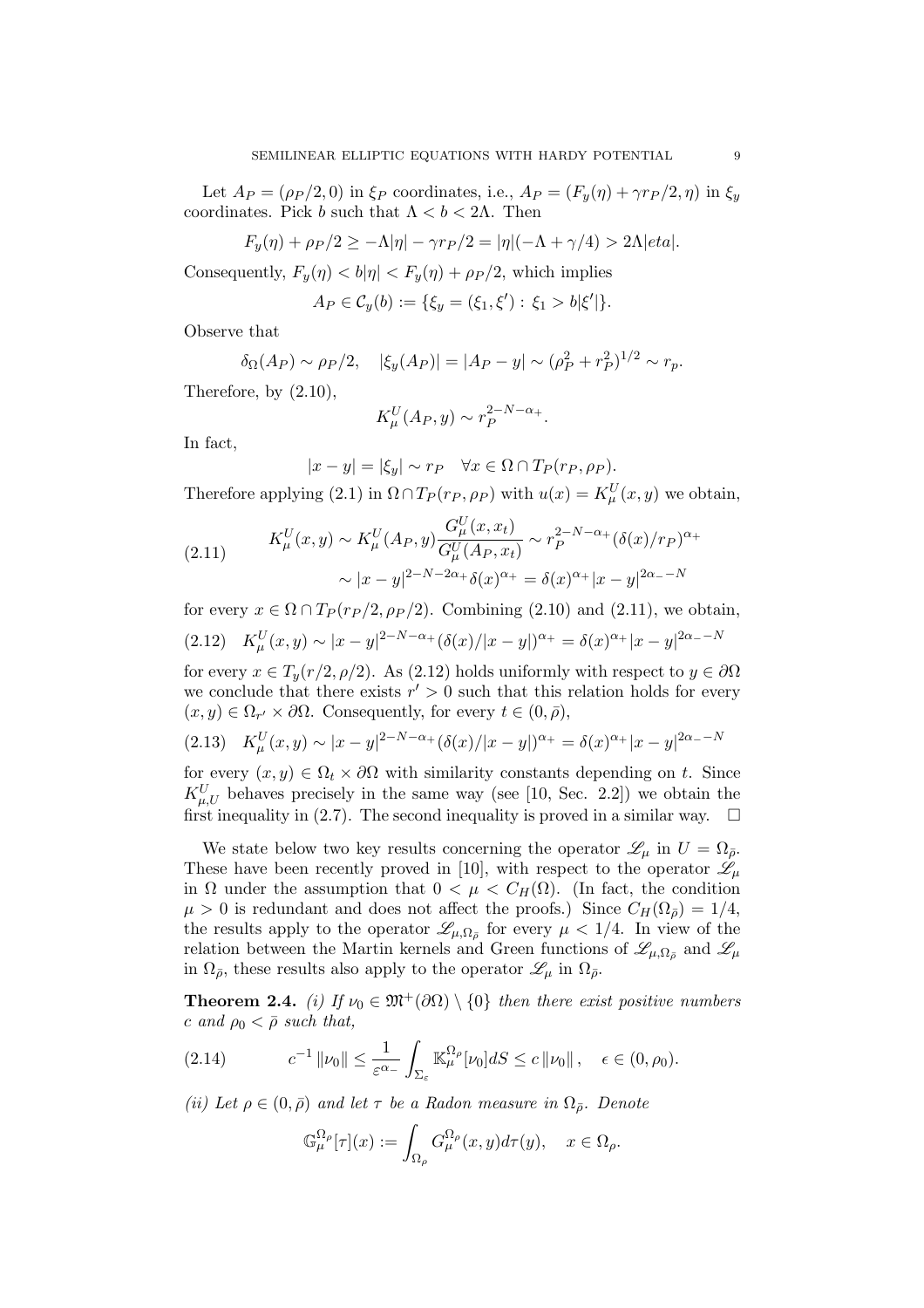Let $A_P = (\rho_P/2, 0)$ in $\xi_P$ coordinates, i.e., $A_P = (F_y(\eta) + \gamma r_P/2, \eta)$ in $\xi_y$ coordinates. Pick $b$ such that $\Lambda < b < 2\Lambda$. Then

$$F_y(\eta) + \rho_P/2 \geq -\Lambda|\eta| - \gamma r_P/2 = |\eta|(-\Lambda + \gamma/4) > 2\Lambda|eta|.$$

Consequently, $F_y(\eta) < b|\eta| < F_y(\eta) + \rho_P/2$, which implies

$$A_P \in \mathcal{C}_y(b) := \{\xi_y = (\xi_1, \xi') : \xi_1 > b|\xi'|\}.$$

Observe that

$$\delta_\Omega(A_P) \sim \rho_P/2, \quad |\xi_y(A_P)| = |A_P - y| \sim (\rho_P^2 + r_P^2)^{1/2} \sim r_p.$$

Therefore, by (2.10),

$$K_\mu^U(A_P, y) \sim r_P^{2-N-\alpha_+}.$$

In fact,

$$|x - y| = |\xi_y| \sim r_P \quad \forall x \in \Omega \cap T_P(r_P, \rho_P).$$

Therefore applying (2.1) in $\Omega \cap T_P(r_P, \rho_P)$ with $u(x) = K_\mu^U(x, y)$ we obtain,

$$\begin{aligned}
K_\mu^U(x, y) &\sim K_\mu^U(A_P, y)\frac{G_\mu^U(x, x_t)}{G_\mu^U(A_P, x_t)} \sim r_P^{2-N-\alpha_+}(\delta(x)/r_P)^{\alpha_+} \\
&\sim |x - y|^{2-N-2\alpha_+}\delta(x)^{\alpha_+} = \delta(x)^{\alpha_+}|x - y|^{2\alpha_- - N}
\end{aligned} \tag{2.11}$$

for every $x \in \Omega \cap T_P(r_P/2, \rho_P/2)$. Combining (2.10) and (2.11), we obtain,

$$K_\mu^U(x, y) \sim |x - y|^{2-N-\alpha_+}(\delta(x)/|x - y|)^{\alpha_+} = \delta(x)^{\alpha_+}|x - y|^{2\alpha_- - N} \tag{2.12}$$

for every $x \in T_y(r/2, \rho/2)$. As (2.12) holds uniformly with respect to $y \in \partial\Omega$ we conclude that there exists $r' > 0$ such that this relation holds for every $(x, y) \in \Omega_{r'} \times \partial\Omega$. Consequently, for every $t \in (0, \bar{\rho})$,

$$K_\mu^U(x, y) \sim |x - y|^{2-N-\alpha_+}(\delta(x)/|x - y|)^{\alpha_+} = \delta(x)^{\alpha_+}|x - y|^{2\alpha_- - N} \tag{2.13}$$

for every $(x, y) \in \Omega_t \times \partial\Omega$ with similarity constants depending on $t$. Since $K_{\mu,U}^U$ behaves precisely in the same way (see [10, Sec. 2.2]) we obtain the first inequality in (2.7). The second inequality is proved in a similar way. $\square$

We state below two key results concerning the operator $\mathscr{L}_\mu$ in $U = \Omega_{\bar{\rho}}$. These have been recently proved in [10], with respect to the operator $\mathscr{L}_\mu$ in $\Omega$ under the assumption that $0 < \mu < C_H(\Omega)$. (In fact, the condition $\mu > 0$ is redundant and does not affect the proofs.) Since $C_H(\Omega_{\bar{\rho}}) = 1/4$, the results apply to the operator $\mathscr{L}_{\mu,\Omega_{\bar{\rho}}}$ for every $\mu < 1/4$. In view of the relation between the Martin kernels and Green functions of $\mathscr{L}_{\mu,\Omega_{\bar{\rho}}}$ and $\mathscr{L}_\mu$ in $\Omega_{\bar{\rho}}$, these results also apply to the operator $\mathscr{L}_\mu$ in $\Omega_{\bar{\rho}}$.

**Theorem 2.4.** *(i) If $\nu_0 \in \mathfrak{M}^+(\partial\Omega) \setminus \{0\}$ then there exist positive numbers $c$ and $\rho_0 < \bar{\rho}$ such that,*

$$c^{-1}\|\nu_0\| \leq \frac{1}{\varepsilon^{\alpha_-}}\int_{\Sigma_\varepsilon} \mathbb{K}_\mu^{\Omega_\rho}[\nu_0]dS \leq c\|\nu_0\|, \quad \epsilon \in (0, \rho_0). \tag{2.14}$$

*(ii) Let $\rho \in (0, \bar{\rho})$ and let $\tau$ be a Radon measure in $\Omega_{\bar{\rho}}$. Denote*

$$\mathbb{G}_\mu^{\Omega_\rho}[\tau](x) := \int_{\Omega_\rho} G_\mu^{\Omega_\rho}(x, y)d\tau(y), \quad x \in \Omega_\rho.$$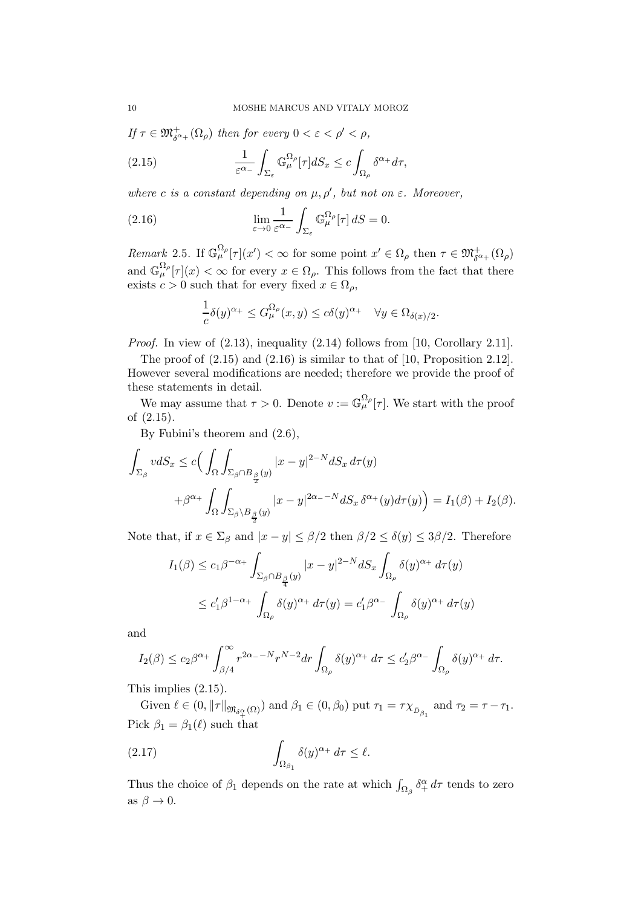*If $\tau \in \mathfrak{M}^+_{\delta^{\alpha_+}}(\Omega_\rho)$ then for every $0<\varepsilon<\rho'<\rho$,*

$$\frac{1}{\varepsilon^{\alpha_-}}\int_{\Sigma_\varepsilon} \mathbb{G}^{\Omega_\rho}_\mu[\tau] dS_x \le c\int_{\Omega_\rho} \delta^{\alpha_+} d\tau, \tag{2.15}$$

*where $c$ is a constant depending on $\mu, \rho'$, but not on $\varepsilon$. Moreover,*

$$\lim_{\varepsilon\to 0}\frac{1}{\varepsilon^{\alpha_-}}\int_{\Sigma_\varepsilon} \mathbb{G}^{\Omega_\rho}_\mu[\tau]\, dS = 0. \tag{2.16}$$

*Remark* 2.5. If $\mathbb{G}^{\Omega_\rho}_\mu[\tau](x')<\infty$ for some point $x'\in\Omega_\rho$ then $\tau\in\mathfrak{M}^+_{\delta^{\alpha_+}}(\Omega_\rho)$ and $\mathbb{G}^{\Omega_\rho}_\mu[\tau](x)<\infty$ for every $x\in\Omega_\rho$. This follows from the fact that there exists $c>0$ such that for every fixed $x\in\Omega_\rho$,

$$\frac{1}{c}\delta(y)^{\alpha_+}\le G^{\Omega_\rho}_\mu(x,y)\le c\delta(y)^{\alpha_+} \quad \forall y\in\Omega_{\delta(x)/2}.$$

*Proof.* In view of (2.13), inequality (2.14) follows from [10, Corollary 2.11].

The proof of (2.15) and (2.16) is similar to that of [10, Proposition 2.12]. However several modifications are needed; therefore we provide the proof of these statements in detail.

We may assume that $\tau>0$. Denote $v := \mathbb{G}^{\Omega_\rho}_\mu[\tau]$. We start with the proof of (2.15).

By Fubini's theorem and (2.6),

$$\begin{aligned}\int_{\Sigma_\beta} v dS_x \le c\Big(&\int_\Omega\int_{\Sigma_\beta\cap B_{\frac{\beta}{2}}(y)} |x-y|^{2-N} dS_x\, d\tau(y)\\ &+\beta^{\alpha_+}\int_\Omega\int_{\Sigma_\beta\setminus B_{\frac{\beta}{2}}(y)} |x-y|^{2\alpha_--N} dS_x\, \delta^{\alpha_+}(y) d\tau(y)\Big) = I_1(\beta)+I_2(\beta).\end{aligned}$$

Note that, if $x\in\Sigma_\beta$ and $|x-y|\le\beta/2$ then $\beta/2\le\delta(y)\le 3\beta/2$. Therefore

$$\begin{aligned}I_1(\beta) &\le c_1\beta^{-\alpha_+}\int_{\Sigma_\beta\cap B_{\frac{\beta}{4}}(y)} |x-y|^{2-N} dS_x \int_{\Omega_\rho}\delta(y)^{\alpha_+}\, d\tau(y)\\ &\le c_1'\beta^{1-\alpha_+}\int_{\Omega_\rho}\delta(y)^{\alpha_+}\, d\tau(y) = c_1'\beta^{\alpha_-}\int_{\Omega_\rho}\delta(y)^{\alpha_+}\, d\tau(y)\end{aligned}$$

and

$$I_2(\beta)\le c_2\beta^{\alpha_+}\int_{\beta/4}^\infty r^{2\alpha_--N} r^{N-2} dr \int_{\Omega_\rho}\delta(y)^{\alpha_+}\, d\tau \le c_2'\beta^{\alpha_-}\int_{\Omega_\rho}\delta(y)^{\alpha_+}\, d\tau.$$

This implies (2.15).

Given $\ell\in(0,\|\tau\|_{\mathfrak{M}_{\delta^\alpha_+}(\Omega)})$ and $\beta_1\in(0,\beta_0)$ put $\tau_1=\tau\chi_{\bar{D}_{\beta_1}}$ and $\tau_2=\tau-\tau_1$. Pick $\beta_1=\beta_1(\ell)$ such that

$$\int_{\Omega_{\beta_1}}\delta(y)^{\alpha_+}\, d\tau \le \ell. \tag{2.17}$$

Thus the choice of $\beta_1$ depends on the rate at which $\int_{\Omega_\beta}\delta^\alpha_+\, d\tau$ tends to zero as $\beta\to 0$.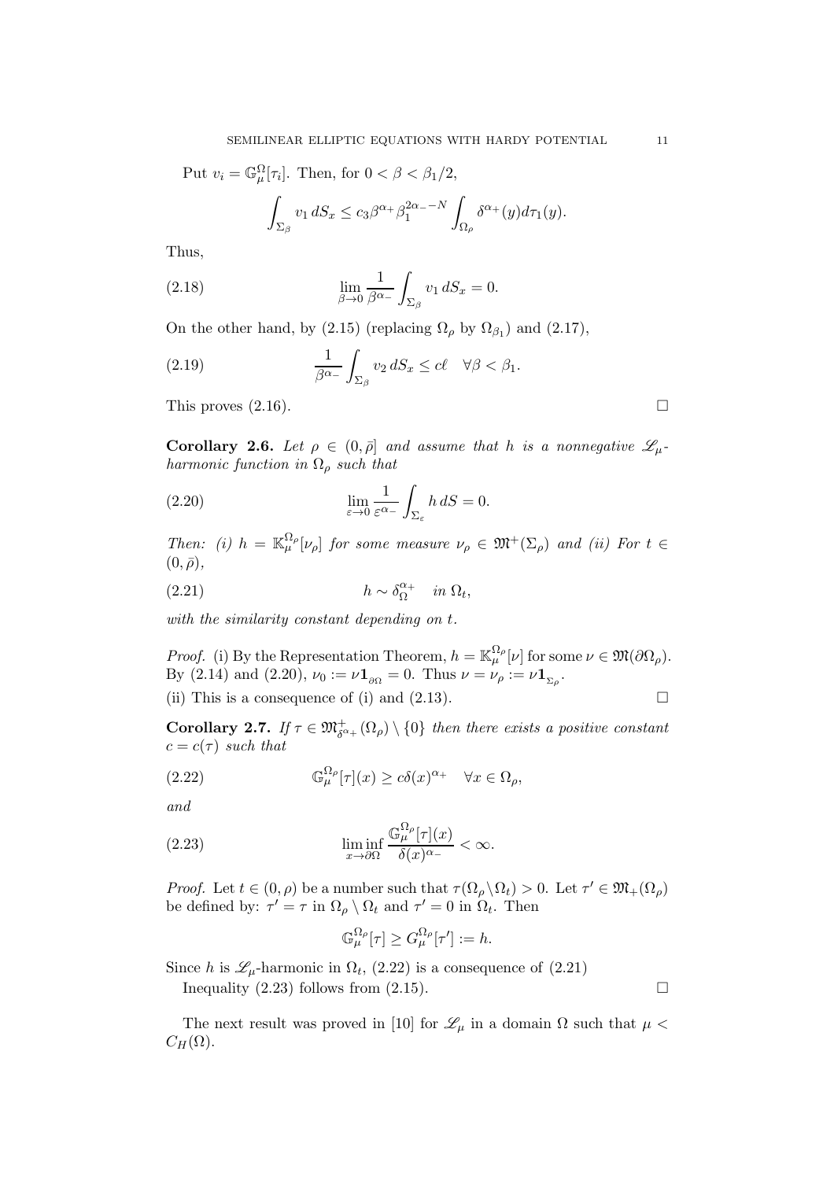Put $v_i = \mathbb{G}_\mu^\Omega[\tau_i]$. Then, for $0 < \beta < \beta_1/2$,

$$\int_{\Sigma_\beta} v_1 \, dS_x \leq c_3 \beta^{\alpha_+} \beta_1^{2\alpha_- - N} \int_{\Omega_\rho} \delta^{\alpha_+}(y) d\tau_1(y).$$

Thus,

$$\lim_{\beta \to 0} \frac{1}{\beta^{\alpha_-}} \int_{\Sigma_\beta} v_1 \, dS_x = 0. \tag{2.18}$$

On the other hand, by (2.15) (replacing $\Omega_\rho$ by $\Omega_{\beta_1}$) and (2.17),

$$\frac{1}{\beta^{\alpha_-}} \int_{\Sigma_\beta} v_2 \, dS_x \leq c\ell \quad \forall \beta < \beta_1. \tag{2.19}$$

This proves (2.16). □

**Corollary 2.6.** *Let $\rho \in (0, \bar{\rho}]$ and assume that $h$ is a nonnegative $\mathscr{L}_\mu$-harmonic function in $\Omega_\rho$ such that*

$$\lim_{\varepsilon \to 0} \frac{1}{\varepsilon^{\alpha_-}} \int_{\Sigma_\varepsilon} h \, dS = 0. \tag{2.20}$$

*Then: (i) $h = \mathbb{K}_\mu^{\Omega_\rho}[\nu_\rho]$ for some measure $\nu_\rho \in \mathfrak{M}^+(\Sigma_\rho)$ and (ii) For $t \in (0, \bar{\rho})$,*

$$h \sim \delta_\Omega^{\alpha_+} \quad \text{in } \Omega_t, \tag{2.21}$$

*with the similarity constant depending on $t$.*

*Proof.* (i) By the Representation Theorem, $h = \mathbb{K}_\mu^{\Omega_\rho}[\nu]$ for some $\nu \in \mathfrak{M}(\partial\Omega_\rho)$. By (2.14) and (2.20), $\nu_0 := \nu \mathbf{1}_{\partial\Omega} = 0$. Thus $\nu = \nu_\rho := \nu \mathbf{1}_{\Sigma_\rho}$.

(ii) This is a consequence of (i) and (2.13). □

**Corollary 2.7.** *If $\tau \in \mathfrak{M}^+_{\delta^{\alpha_+}}(\Omega_\rho) \setminus \{0\}$ then there exists a positive constant $c = c(\tau)$ such that*

$$\mathbb{G}_\mu^{\Omega_\rho}[\tau](x) \geq c\delta(x)^{\alpha_+} \quad \forall x \in \Omega_\rho, \tag{2.22}$$

*and*

$$\liminf_{x \to \partial\Omega} \frac{\mathbb{G}_\mu^{\Omega_\rho}[\tau](x)}{\delta(x)^{\alpha_-}} < \infty. \tag{2.23}$$

*Proof.* Let $t \in (0, \rho)$ be a number such that $\tau(\Omega_\rho \setminus \Omega_t) > 0$. Let $\tau' \in \mathfrak{M}_+(\Omega_\rho)$ be defined by: $\tau' = \tau$ in $\Omega_\rho \setminus \Omega_t$ and $\tau' = 0$ in $\Omega_t$. Then

$$\mathbb{G}_\mu^{\Omega_\rho}[\tau] \geq G_\mu^{\Omega_\rho}[\tau'] := h.$$

Since $h$ is $\mathscr{L}_\mu$-harmonic in $\Omega_t$, (2.22) is a consequence of (2.21)

Inequality (2.23) follows from (2.15). □

The next result was proved in [10] for $\mathscr{L}_\mu$ in a domain $\Omega$ such that $\mu < C_H(\Omega)$.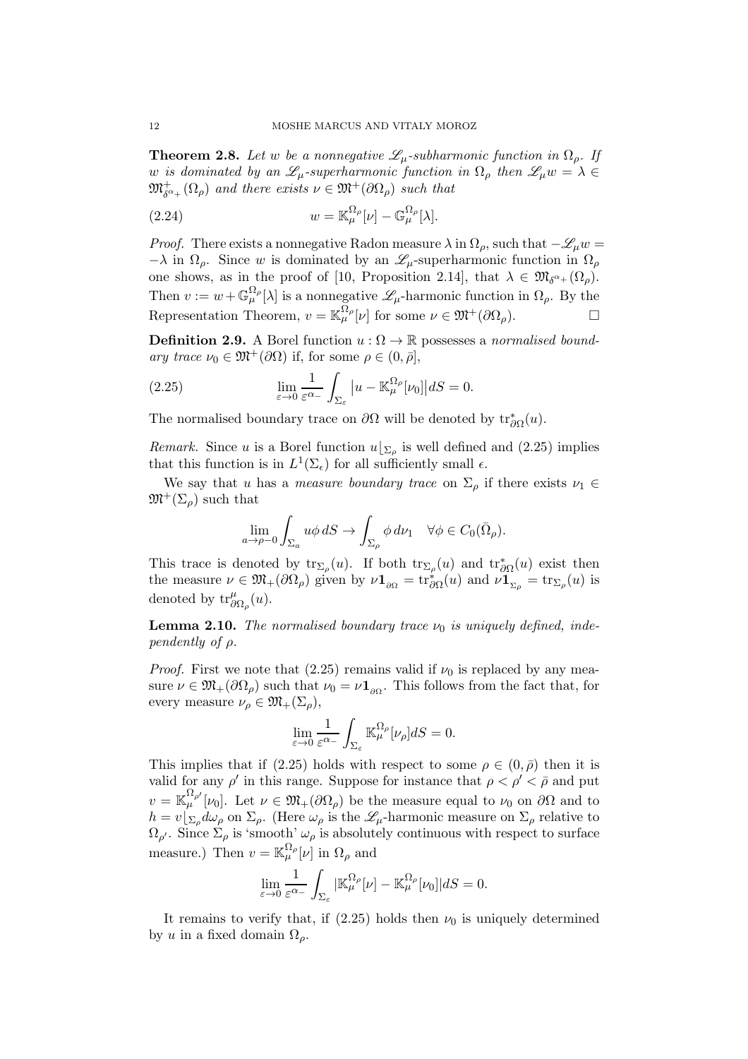**Theorem 2.8.** *Let $w$ be a nonnegative $\mathscr{L}_\mu$-subharmonic function in $\Omega_\rho$. If $w$ is dominated by an $\mathscr{L}_\mu$-superharmonic function in $\Omega_\rho$ then $\mathscr{L}_\mu w = \lambda \in \mathfrak{M}^+_{\delta^{\alpha_+}}(\Omega_\rho)$ and there exists $\nu \in \mathfrak{M}^+(\partial\Omega_\rho)$ such that*

$$w = \mathbb{K}^{\Omega_\rho}_\mu[\nu] - \mathbb{G}^{\Omega_\rho}_\mu[\lambda]. \tag{2.24}$$

*Proof.* There exists a nonnegative Radon measure $\lambda$ in $\Omega_\rho$, such that $-\mathscr{L}_\mu w = -\lambda$ in $\Omega_\rho$. Since $w$ is dominated by an $\mathscr{L}_\mu$-superharmonic function in $\Omega_\rho$ one shows, as in the proof of [10, Proposition 2.14], that $\lambda \in \mathfrak{M}_{\delta^{\alpha_+}}(\Omega_\rho)$. Then $v := w + \mathbb{G}^{\Omega_\rho}_\mu[\lambda]$ is a nonnegative $\mathscr{L}_\mu$-harmonic function in $\Omega_\rho$. By the Representation Theorem, $v = \mathbb{K}^{\Omega_\rho}_\mu[\nu]$ for some $\nu \in \mathfrak{M}^+(\partial\Omega_\rho)$. □

**Definition 2.9.** A Borel function $u : \Omega \to \mathbb{R}$ possesses a *normalised boundary trace* $\nu_0 \in \mathfrak{M}^+(\partial\Omega)$ if, for some $\rho \in (0, \bar{\rho}]$,

$$\lim_{\varepsilon\to 0} \frac{1}{\varepsilon^{\alpha_-}} \int_{\Sigma_\varepsilon} \left|u - \mathbb{K}^{\Omega_\rho}_\mu[\nu_0]\right| dS = 0. \tag{2.25}$$

The normalised boundary trace on $\partial\Omega$ will be denoted by $\mathrm{tr}^*_{\partial\Omega}(u)$.

*Remark.* Since $u$ is a Borel function $u\lfloor_{\Sigma_\rho}$ is well defined and (2.25) implies that this function is in $L^1(\Sigma_\epsilon)$ for all sufficiently small $\epsilon$.

We say that $u$ has a *measure boundary trace* on $\Sigma_\rho$ if there exists $\nu_1 \in \mathfrak{M}^+(\Sigma_\rho)$ such that

$$\lim_{a\to\rho-0} \int_{\Sigma_a} u\phi \, dS \to \int_{\Sigma_\rho} \phi \, d\nu_1 \quad \forall \phi \in C_0(\bar{\Omega}_\rho).$$

This trace is denoted by $\mathrm{tr}_{\Sigma_\rho}(u)$. If both $\mathrm{tr}_{\Sigma_\rho}(u)$ and $\mathrm{tr}^*_{\partial\Omega}(u)$ exist then the measure $\nu \in \mathfrak{M}_+(\partial\Omega_\rho)$ given by $\nu\mathbf{1}_{\partial\Omega} = \mathrm{tr}^*_{\partial\Omega}(u)$ and $\nu\mathbf{1}_{\Sigma_\rho} = \mathrm{tr}_{\Sigma_\rho}(u)$ is denoted by $\mathrm{tr}^\mu_{\partial\Omega_\rho}(u)$.

**Lemma 2.10.** *The normalised boundary trace $\nu_0$ is uniquely defined, independently of $\rho$.*

*Proof.* First we note that (2.25) remains valid if $\nu_0$ is replaced by any measure $\nu \in \mathfrak{M}_+(\partial\Omega_\rho)$ such that $\nu_0 = \nu\mathbf{1}_{\partial\Omega}$. This follows from the fact that, for every measure $\nu_\rho \in \mathfrak{M}_+(\Sigma_\rho)$,

$$\lim_{\varepsilon\to 0} \frac{1}{\varepsilon^{\alpha_-}} \int_{\Sigma_\varepsilon} \mathbb{K}^{\Omega_\rho}_\mu[\nu_\rho] dS = 0.$$

This implies that if (2.25) holds with respect to some $\rho \in (0, \bar{\rho})$ then it is valid for any $\rho'$ in this range. Suppose for instance that $\rho < \rho' < \bar{\rho}$ and put $v = \mathbb{K}^{\Omega_{\rho'}}_\mu[\nu_0]$. Let $\nu \in \mathfrak{M}_+(\partial\Omega_\rho)$ be the measure equal to $\nu_0$ on $\partial\Omega$ and to $h = v\lfloor_{\Sigma_\rho} d\omega_\rho$ on $\Sigma_\rho$. (Here $\omega_\rho$ is the $\mathscr{L}_\mu$-harmonic measure on $\Sigma_\rho$ relative to $\Omega_{\rho'}$. Since $\Sigma_\rho$ is 'smooth' $\omega_\rho$ is absolutely continuous with respect to surface measure.) Then $v = \mathbb{K}^{\Omega_\rho}_\mu[\nu]$ in $\Omega_\rho$ and

$$\lim_{\varepsilon\to 0} \frac{1}{\varepsilon^{\alpha_-}} \int_{\Sigma_\varepsilon} |\mathbb{K}^{\Omega_\rho}_\mu[\nu] - \mathbb{K}^{\Omega_\rho}_\mu[\nu_0]| dS = 0.$$

It remains to verify that, if (2.25) holds then $\nu_0$ is uniquely determined by $u$ in a fixed domain $\Omega_\rho$.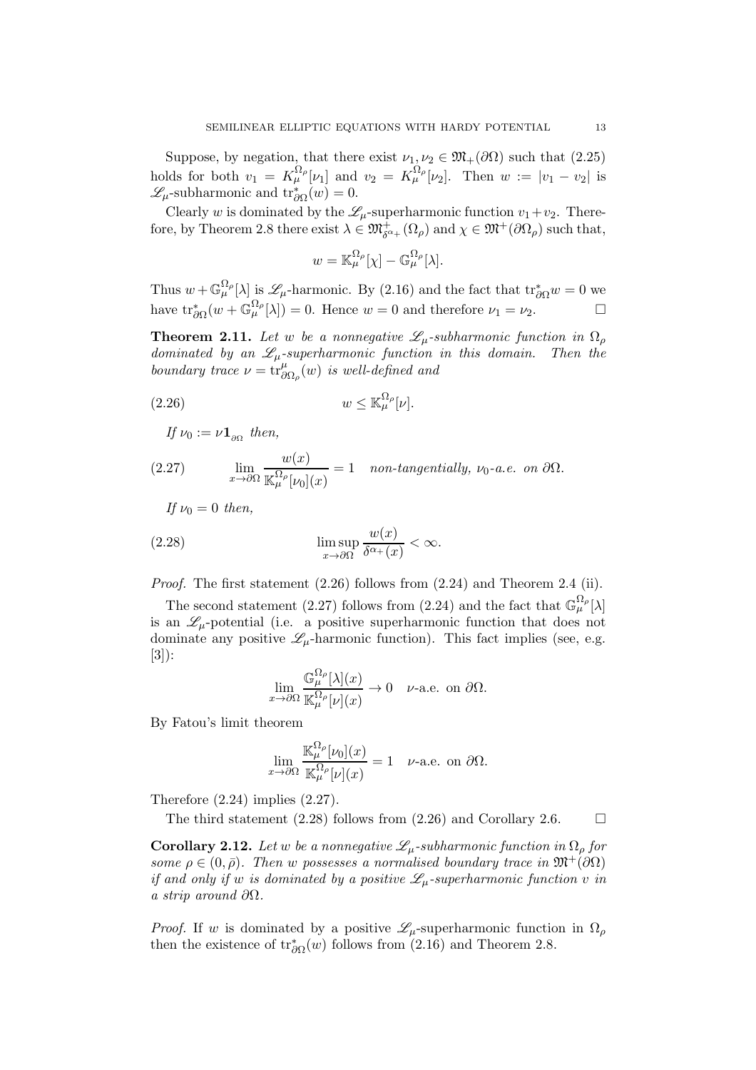Suppose, by negation, that there exist $\nu_1, \nu_2 \in \mathfrak{M}_+(\partial\Omega)$ such that (2.25) holds for both $v_1 = K_\mu^{\Omega_\rho}[\nu_1]$ and $v_2 = K_\mu^{\Omega_\rho}[\nu_2]$. Then $w := |v_1 - v_2|$ is $\mathscr{L}_\mu$-subharmonic and $\mathrm{tr}^*_{\partial\Omega}(w) = 0$.

Clearly $w$ is dominated by the $\mathscr{L}_\mu$-superharmonic function $v_1 + v_2$. Therefore, by Theorem 2.8 there exist $\lambda \in \mathfrak{M}^+_{\delta^{\alpha_+}}(\Omega_\rho)$ and $\chi \in \mathfrak{M}^+(\partial\Omega_\rho)$ such that,

$$w = \mathbb{K}_\mu^{\Omega_\rho}[\chi] - \mathbb{G}_\mu^{\Omega_\rho}[\lambda].$$

Thus $w + \mathbb{G}_\mu^{\Omega_\rho}[\lambda]$ is $\mathscr{L}_\mu$-harmonic. By (2.16) and the fact that $\mathrm{tr}^*_{\partial\Omega} w = 0$ we have $\mathrm{tr}^*_{\partial\Omega}(w + \mathbb{G}_\mu^{\Omega_\rho}[\lambda]) = 0$. Hence $w = 0$ and therefore $\nu_1 = \nu_2$. $\square$

**Theorem 2.11.** *Let $w$ be a nonnegative $\mathscr{L}_\mu$-subharmonic function in $\Omega_\rho$ dominated by an $\mathscr{L}_\mu$-superharmonic function in this domain. Then the boundary trace $\nu = \mathrm{tr}^\mu_{\partial\Omega_\rho}(w)$ is well-defined and*

$$w \le \mathbb{K}_\mu^{\Omega_\rho}[\nu]. \tag{2.26}$$

*If $\nu_0 := \nu \mathbf{1}_{\partial\Omega}$ then,*

$$\lim_{x\to\partial\Omega} \frac{w(x)}{\mathbb{K}_\mu^{\Omega_\rho}[\nu_0](x)} = 1 \quad \text{non-tangentially, } \nu_0\text{-a.e. on } \partial\Omega. \tag{2.27}$$

*If $\nu_0 = 0$ then,*

$$\limsup_{x\to\partial\Omega} \frac{w(x)}{\delta^{\alpha_+}(x)} < \infty. \tag{2.28}$$

*Proof.* The first statement (2.26) follows from (2.24) and Theorem 2.4 (ii).

The second statement (2.27) follows from (2.24) and the fact that $\mathbb{G}_\mu^{\Omega_\rho}[\lambda]$ is an $\mathscr{L}_\mu$-potential (i.e. a positive superharmonic function that does not dominate any positive $\mathscr{L}_\mu$-harmonic function). This fact implies (see, e.g. [3]):

$$\lim_{x\to\partial\Omega} \frac{\mathbb{G}_\mu^{\Omega_\rho}[\lambda](x)}{\mathbb{K}_\mu^{\Omega_\rho}[\nu](x)} \to 0 \quad \nu\text{-a.e. on } \partial\Omega.$$

By Fatou's limit theorem

$$\lim_{x\to\partial\Omega} \frac{\mathbb{K}_\mu^{\Omega_\rho}[\nu_0](x)}{\mathbb{K}_\mu^{\Omega_\rho}[\nu](x)} = 1 \quad \nu\text{-a.e. on } \partial\Omega.$$

Therefore (2.24) implies (2.27).

The third statement (2.28) follows from (2.26) and Corollary 2.6. $\square$

**Corollary 2.12.** *Let $w$ be a nonnegative $\mathscr{L}_\mu$-subharmonic function in $\Omega_\rho$ for some $\rho \in (0, \bar\rho)$. Then $w$ possesses a normalised boundary trace in $\mathfrak{M}^+(\partial\Omega)$ if and only if $w$ is dominated by a positive $\mathscr{L}_\mu$-superharmonic function $v$ in a strip around $\partial\Omega$.*

*Proof.* If $w$ is dominated by a positive $\mathscr{L}_\mu$-superharmonic function in $\Omega_\rho$ then the existence of $\mathrm{tr}^*_{\partial\Omega}(w)$ follows from (2.16) and Theorem 2.8.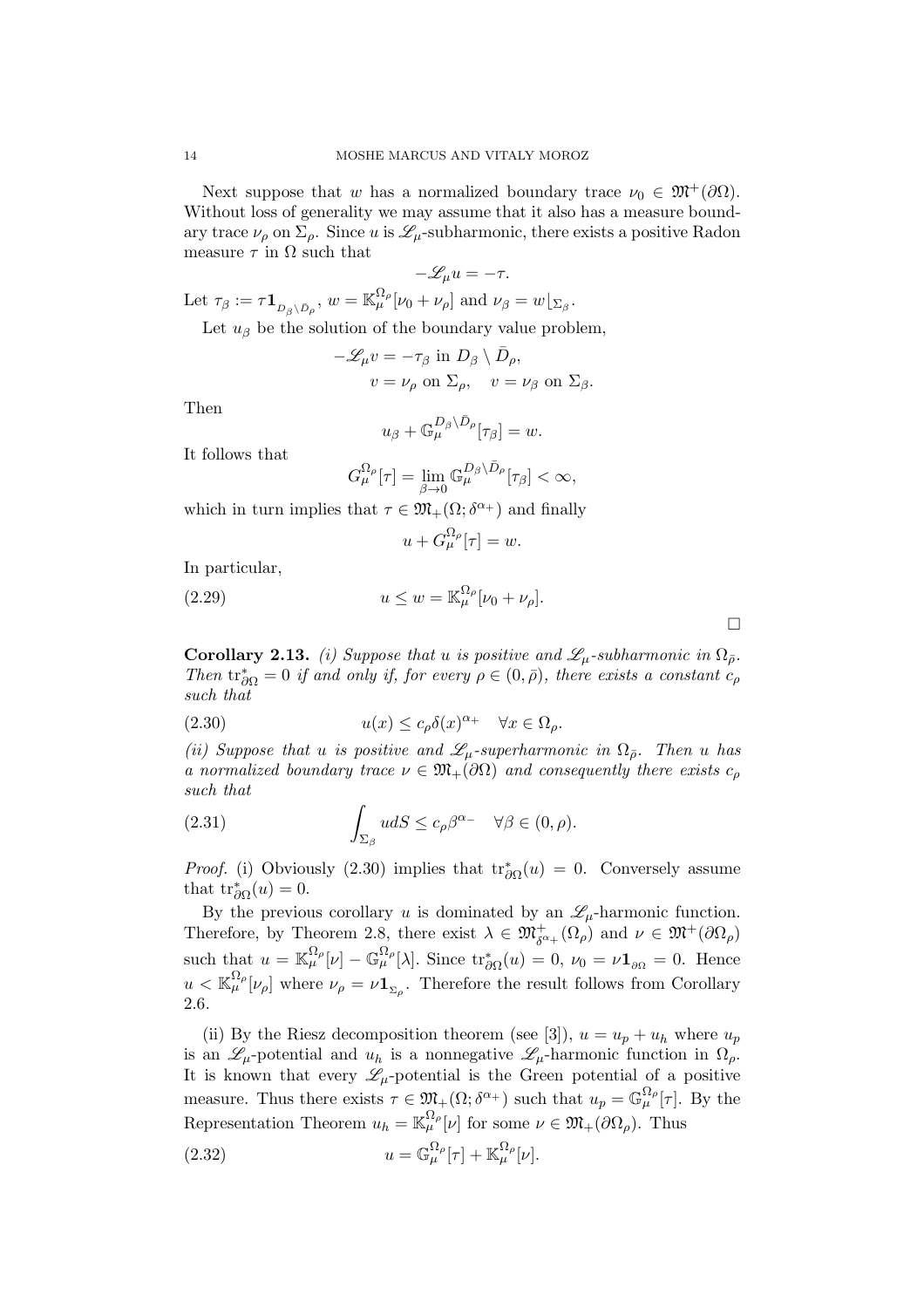Next suppose that $w$ has a normalized boundary trace $\nu_0 \in \mathfrak{M}^+(\partial\Omega)$. Without loss of generality we may assume that it also has a measure boundary trace $\nu_\rho$ on $\Sigma_\rho$. Since $u$ is $\mathscr{L}_\mu$-subharmonic, there exists a positive Radon measure $\tau$ in $\Omega$ such that

$$-\mathscr{L}_\mu u = -\tau.$$

Let $\tau_\beta := \tau \mathbf{1}_{D_\beta \setminus \bar{D}_\rho}$, $w = \mathbb{K}_\mu^{\Omega_\rho}[\nu_0 + \nu_\rho]$ and $\nu_\beta = w\lfloor_{\Sigma_\beta}$.

Let $u_\beta$ be the solution of the boundary value problem,

$$-\mathscr{L}_\mu v = -\tau_\beta \text{ in } D_\beta \setminus \bar{D}_\rho,$$
$$v = \nu_\rho \text{ on } \Sigma_\rho, \quad v = \nu_\beta \text{ on } \Sigma_\beta.$$

Then

$$u_\beta + \mathbb{G}_\mu^{D_\beta \setminus \bar{D}_\rho}[\tau_\beta] = w.$$

It follows that

$$G_\mu^{\Omega_\rho}[\tau] = \lim_{\beta \to 0} \mathbb{G}_\mu^{D_\beta \setminus \bar{D}_\rho}[\tau_\beta] < \infty,$$

which in turn implies that $\tau \in \mathfrak{M}_+(\Omega; \delta^{\alpha_+})$ and finally

$$u + G_\mu^{\Omega_\rho}[\tau] = w.$$

In particular,

$$u \leq w = \mathbb{K}_\mu^{\Omega_\rho}[\nu_0 + \nu_\rho]. \tag{2.29}$$

□

**Corollary 2.13.** *(i) Suppose that u is positive and $\mathscr{L}_\mu$-subharmonic in $\Omega_{\bar{\rho}}$. Then $\mathrm{tr}^*_{\partial\Omega} = 0$ if and only if, for every $\rho \in (0, \bar{\rho})$, there exists a constant $c_\rho$ such that*

$$u(x) \leq c_\rho \delta(x)^{\alpha_+} \quad \forall x \in \Omega_\rho. \tag{2.30}$$

*(ii) Suppose that u is positive and $\mathscr{L}_\mu$-superharmonic in $\Omega_{\bar{\rho}}$. Then u has a normalized boundary trace $\nu \in \mathfrak{M}_+(\partial\Omega)$ and consequently there exists $c_\rho$ such that*

$$\int_{\Sigma_\beta} u dS \leq c_\rho \beta^{\alpha_-} \quad \forall \beta \in (0, \rho). \tag{2.31}$$

*Proof.* (i) Obviously (2.30) implies that $\mathrm{tr}^*_{\partial\Omega}(u) = 0$. Conversely assume that $\mathrm{tr}^*_{\partial\Omega}(u) = 0$.

By the previous corollary $u$ is dominated by an $\mathscr{L}_\mu$-harmonic function. Therefore, by Theorem 2.8, there exist $\lambda \in \mathfrak{M}^+_{\delta^{\alpha_+}}(\Omega_\rho)$ and $\nu \in \mathfrak{M}^+(\partial\Omega_\rho)$ such that $u = \mathbb{K}_\mu^{\Omega_\rho}[\nu] - \mathbb{G}_\mu^{\Omega_\rho}[\lambda]$. Since $\mathrm{tr}^*_{\partial\Omega}(u) = 0$, $\nu_0 = \nu \mathbf{1}_{\partial\Omega} = 0$. Hence $u < \mathbb{K}_\mu^{\Omega_\rho}[\nu_\rho]$ where $\nu_\rho = \nu \mathbf{1}_{\Sigma_\rho}$. Therefore the result follows from Corollary 2.6.

(ii) By the Riesz decomposition theorem (see [3]), $u = u_p + u_h$ where $u_p$ is an $\mathscr{L}_\mu$-potential and $u_h$ is a nonnegative $\mathscr{L}_\mu$-harmonic function in $\Omega_\rho$. It is known that every $\mathscr{L}_\mu$-potential is the Green potential of a positive measure. Thus there exists $\tau \in \mathfrak{M}_+(\Omega; \delta^{\alpha_+})$ such that $u_p = \mathbb{G}_\mu^{\Omega_\rho}[\tau]$. By the Representation Theorem $u_h = \mathbb{K}_\mu^{\Omega_\rho}[\nu]$ for some $\nu \in \mathfrak{M}_+(\partial\Omega_\rho)$. Thus

$$u = \mathbb{G}_\mu^{\Omega_\rho}[\tau] + \mathbb{K}_\mu^{\Omega_\rho}[\nu]. \tag{2.32}$$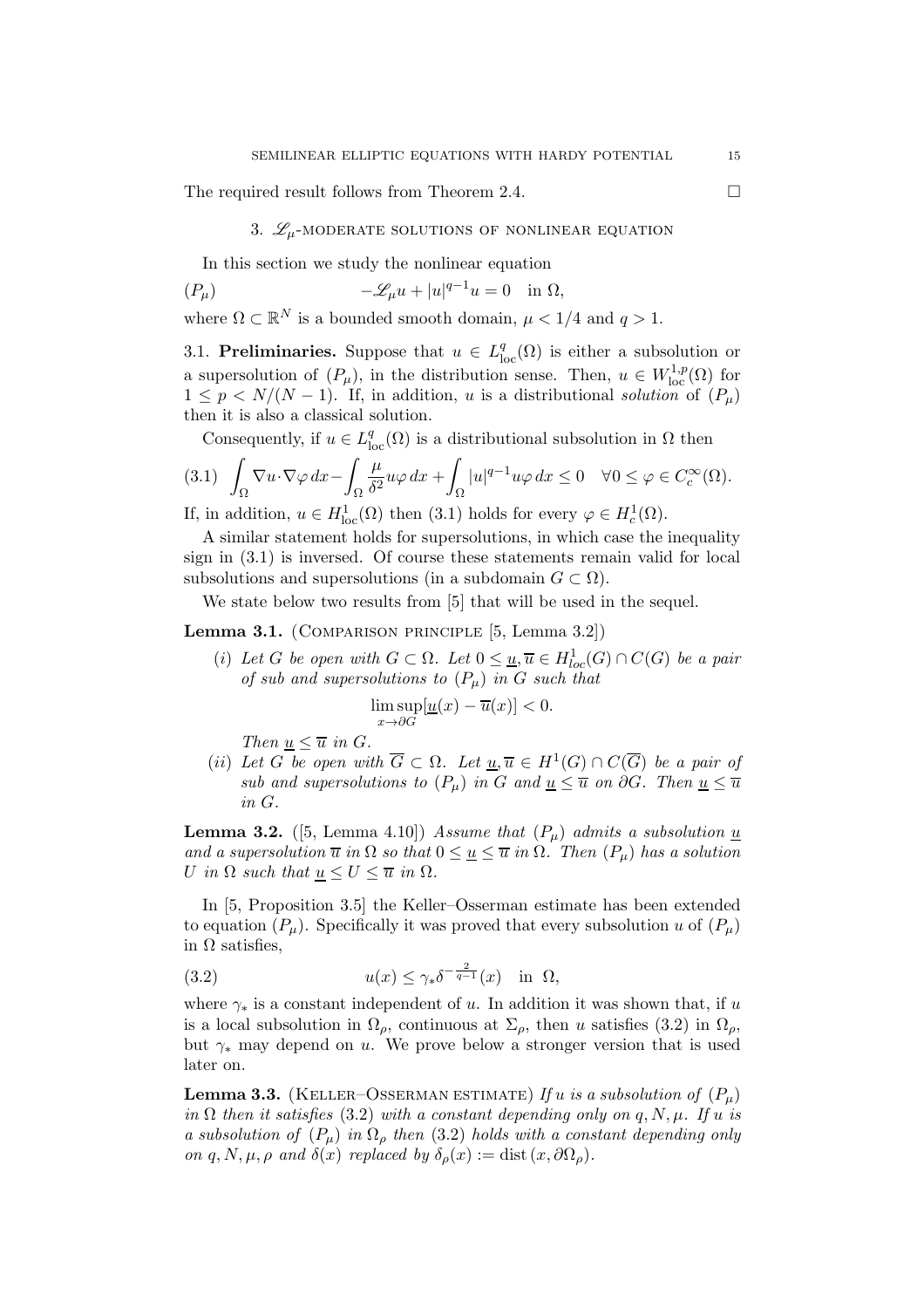The required result follows from Theorem 2.4. $\square$

## 3. $\mathscr{L}_\mu$-moderate solutions of nonlinear equation

In this section we study the nonlinear equation

$$(P_\mu) \qquad -\mathscr{L}_\mu u + |u|^{q-1}u = 0 \quad \text{in } \Omega,$$

where $\Omega \subset \mathbb{R}^N$ is a bounded smooth domain, $\mu < 1/4$ and $q > 1$.

3.1. **Preliminaries.** Suppose that $u \in L^q_{\text{loc}}(\Omega)$ is either a subsolution or a supersolution of $(P_\mu)$, in the distribution sense. Then, $u \in W^{1,p}_{\text{loc}}(\Omega)$ for $1 \le p < N/(N-1)$. If, in addition, $u$ is a distributional *solution* of $(P_\mu)$ then it is also a classical solution.

Consequently, if $u \in L^q_{\text{loc}}(\Omega)$ is a distributional subsolution in $\Omega$ then

$$(3.1) \quad \int_\Omega \nabla u \cdot \nabla \varphi \, dx - \int_\Omega \frac{\mu}{\delta^2} u \varphi \, dx + \int_\Omega |u|^{q-1} u \varphi \, dx \le 0 \quad \forall 0 \le \varphi \in C_c^\infty(\Omega).$$

If, in addition, $u \in H^1_{\text{loc}}(\Omega)$ then (3.1) holds for every $\varphi \in H^1_c(\Omega)$.

A similar statement holds for supersolutions, in which case the inequality sign in (3.1) is inversed. Of course these statements remain valid for local subsolutions and supersolutions (in a subdomain $G \subset \Omega$).

We state below two results from [5] that will be used in the sequel.

**Lemma 3.1.** (Comparison principle [5, Lemma 3.2])

(*i*) *Let $G$ be open with $G \subset \Omega$. Let $0 \le \underline{u}, \overline{u} \in H^1_{loc}(G) \cap C(G)$ be a pair of sub and supersolutions to $(P_\mu)$ in $G$ such that*
$$\limsup_{x \to \partial G} [\underline{u}(x) - \overline{u}(x)] < 0.$$
*Then $\underline{u} \le \overline{u}$ in $G$.*

(*ii*) *Let $G$ be open with $\overline{G} \subset \Omega$. Let $\underline{u}, \overline{u} \in H^1(G) \cap C(\overline{G})$ be a pair of sub and supersolutions to $(P_\mu)$ in $G$ and $\underline{u} \le \overline{u}$ on $\partial G$. Then $\underline{u} \le \overline{u}$ in $G$.*

**Lemma 3.2.** ([5, Lemma 4.10]) *Assume that $(P_\mu)$ admits a subsolution $\underline{u}$ and a supersolution $\overline{u}$ in $\Omega$ so that $0 \le \underline{u} \le \overline{u}$ in $\Omega$. Then $(P_\mu)$ has a solution $U$ in $\Omega$ such that $\underline{u} \le U \le \overline{u}$ in $\Omega$.*

In [5, Proposition 3.5] the Keller–Osserman estimate has been extended to equation $(P_\mu)$. Specifically it was proved that every subsolution $u$ of $(P_\mu)$ in $\Omega$ satisfies,

$$(3.2) \qquad u(x) \le \gamma_* \delta^{-\frac{2}{q-1}}(x) \quad \text{in } \Omega,$$

where $\gamma_*$ is a constant independent of $u$. In addition it was shown that, if $u$ is a local subsolution in $\Omega_\rho$, continuous at $\Sigma_\rho$, then $u$ satisfies (3.2) in $\Omega_\rho$, but $\gamma_*$ may depend on $u$. We prove below a stronger version that is used later on.

**Lemma 3.3.** (Keller–Osserman estimate) *If $u$ is a subsolution of $(P_\mu)$ in $\Omega$ then it satisfies (3.2) with a constant depending only on $q, N, \mu$. If $u$ is a subsolution of $(P_\mu)$ in $\Omega_\rho$ then (3.2) holds with a constant depending only on $q, N, \mu, \rho$ and $\delta(x)$ replaced by $\delta_\rho(x) := \text{dist}\,(x, \partial\Omega_\rho)$.*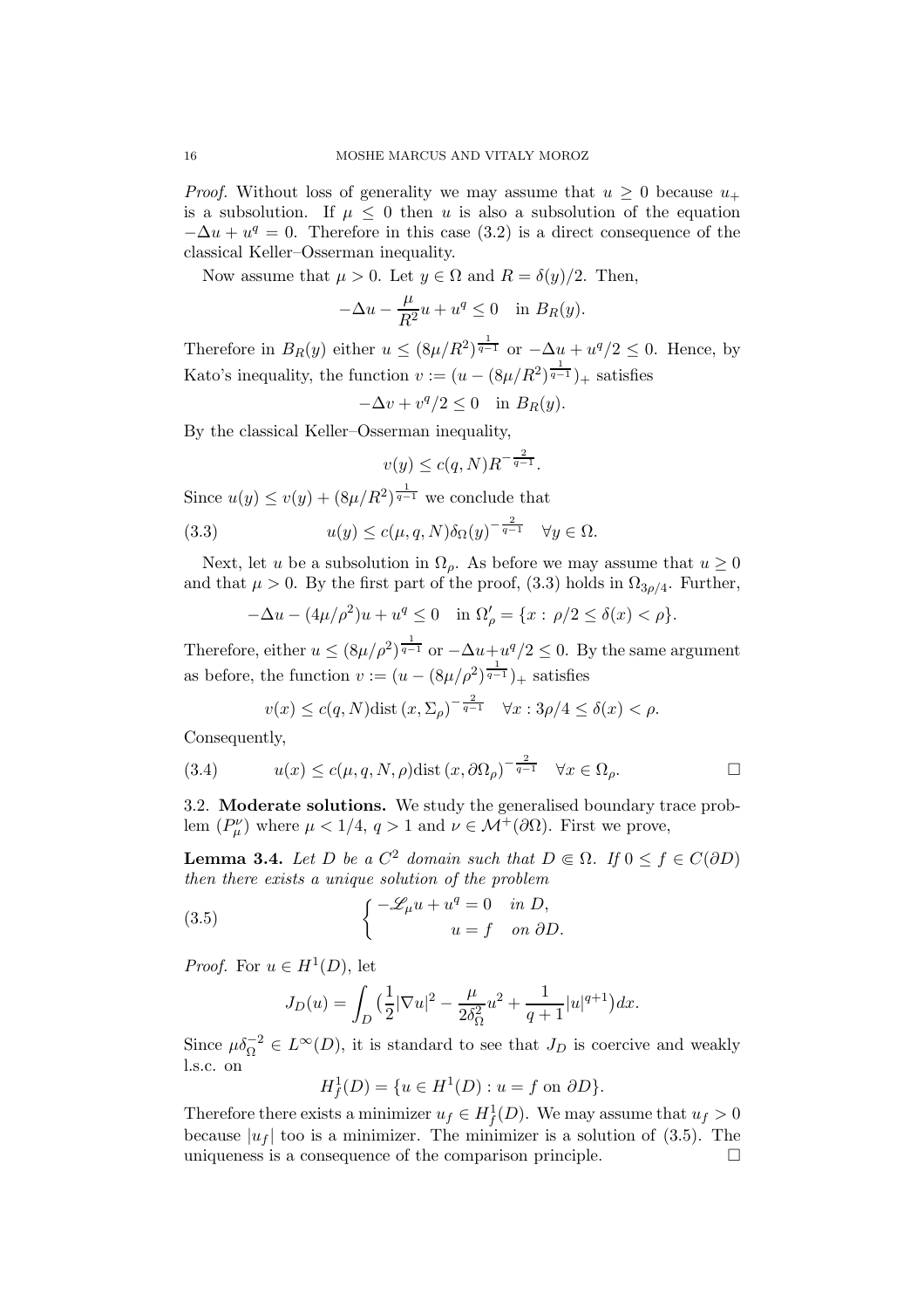*Proof.* Without loss of generality we may assume that $u \geq 0$ because $u_+$ is a subsolution. If $\mu \leq 0$ then $u$ is also a subsolution of the equation $-\Delta u + u^q = 0$. Therefore in this case (3.2) is a direct consequence of the classical Keller–Osserman inequality.

Now assume that $\mu > 0$. Let $y \in \Omega$ and $R = \delta(y)/2$. Then,

$$-\Delta u - \frac{\mu}{R^2} u + u^q \leq 0 \quad \text{in } B_R(y).$$

Therefore in $B_R(y)$ either $u \leq (8\mu/R^2)^{\frac{1}{q-1}}$ or $-\Delta u + u^q/2 \leq 0$. Hence, by Kato's inequality, the function $v := (u - (8\mu/R^2)^{\frac{1}{q-1}})_+$ satisfies

$$-\Delta v + v^q/2 \leq 0 \quad \text{in } B_R(y).$$

By the classical Keller–Osserman inequality,

$$v(y) \leq c(q, N) R^{-\frac{2}{q-1}}.$$

Since $u(y) \leq v(y) + (8\mu/R^2)^{\frac{1}{q-1}}$ we conclude that

$$u(y) \leq c(\mu, q, N)\delta_\Omega(y)^{-\frac{2}{q-1}} \quad \forall y \in \Omega. \tag{3.3}$$

Next, let $u$ be a subsolution in $\Omega_\rho$. As before we may assume that $u \geq 0$ and that $\mu > 0$. By the first part of the proof, (3.3) holds in $\Omega_{3\rho/4}$. Further,

$$-\Delta u - (4\mu/\rho^2)u + u^q \leq 0 \quad \text{in } \Omega'_\rho = \{x : \rho/2 \leq \delta(x) < \rho\}.$$

Therefore, either $u \leq (8\mu/\rho^2)^{\frac{1}{q-1}}$ or $-\Delta u + u^q/2 \leq 0$. By the same argument as before, the function $v := (u - (8\mu/\rho^2)^{\frac{1}{q-1}})_+$ satisfies

$$v(x) \leq c(q, N)\text{dist}\,(x, \Sigma_\rho)^{-\frac{2}{q-1}} \quad \forall x : 3\rho/4 \leq \delta(x) < \rho.$$

Consequently,

$$u(x) \leq c(\mu, q, N, \rho)\text{dist}\,(x, \partial\Omega_\rho)^{-\frac{2}{q-1}} \quad \forall x \in \Omega_\rho. \tag{3.4}$$

□

3.2. **Moderate solutions.** We study the generalised boundary trace problem $(P^\nu_\mu)$ where $\mu < 1/4$, $q > 1$ and $\nu \in \mathcal{M}^+(\partial\Omega)$. First we prove,

**Lemma 3.4.** *Let $D$ be a $C^2$ domain such that $D \Subset \Omega$. If $0 \leq f \in C(\partial D)$ then there exists a unique solution of the problem*

$$\begin{cases} -\mathscr{L}_\mu u + u^q = 0 & \text{in } D, \\ \qquad\qquad u = f & \text{on } \partial D. \end{cases} \tag{3.5}$$

*Proof.* For $u \in H^1(D)$, let

$$J_D(u) = \int_D \big(\frac{1}{2}|\nabla u|^2 - \frac{\mu}{2\delta_\Omega^2}u^2 + \frac{1}{q+1}|u|^{q+1}\big)dx.$$

Since $\mu\delta_\Omega^{-2} \in L^\infty(D)$, it is standard to see that $J_D$ is coercive and weakly l.s.c. on

$$H^1_f(D) = \{u \in H^1(D) : u = f \text{ on } \partial D\}.$$

Therefore there exists a minimizer $u_f \in H^1_f(D)$. We may assume that $u_f > 0$ because $|u_f|$ too is a minimizer. The minimizer is a solution of (3.5). The uniqueness is a consequence of the comparison principle. □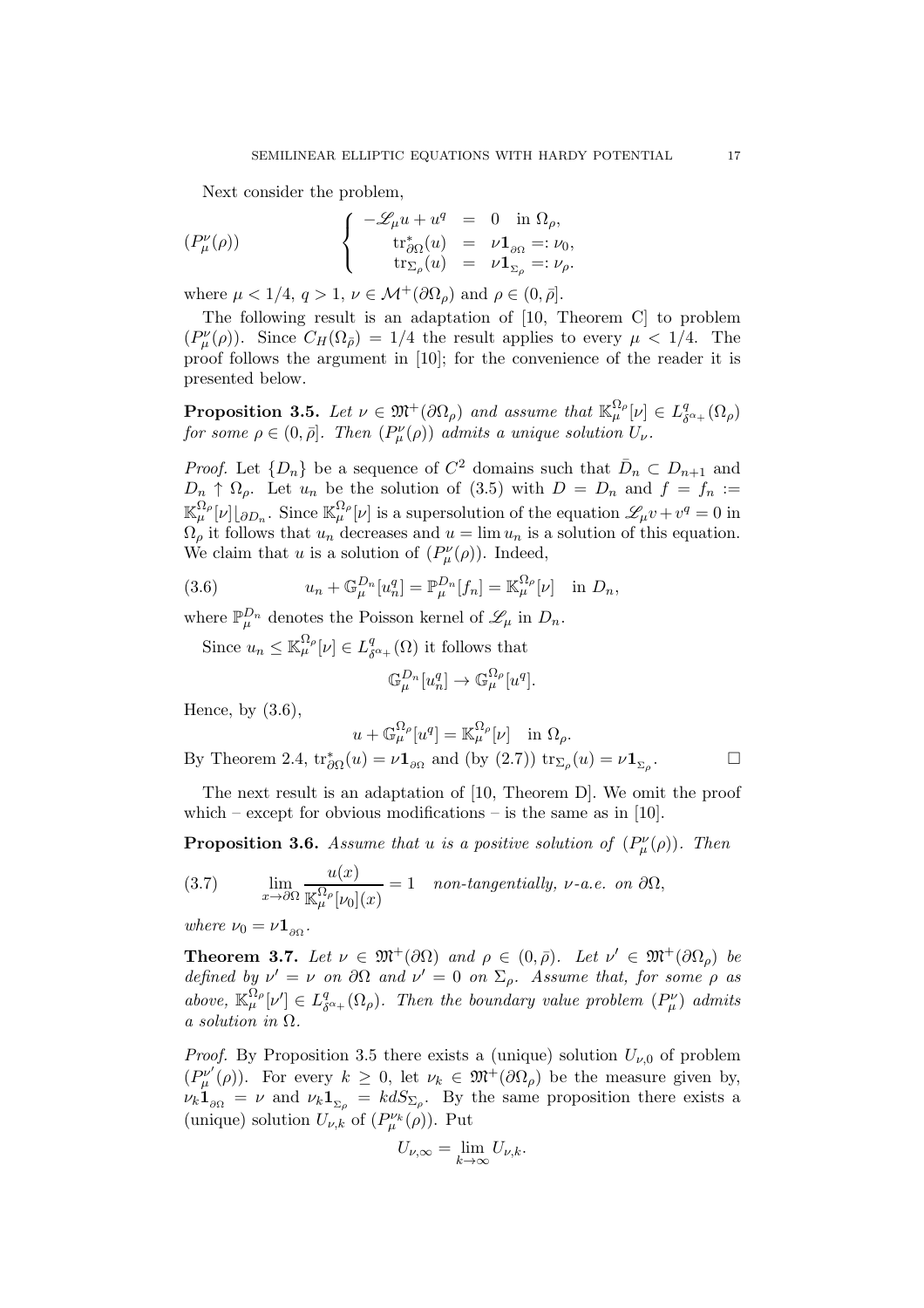Next consider the problem,

$$
(P^{\nu}_{\mu}(\rho)) \qquad \left\{ \begin{array}{rcl} -\mathscr{L}_{\mu} u + u^q & = & 0 \quad \text{in } \Omega_\rho, \\ \mathrm{tr}^*_{\partial\Omega}(u) & = & \nu \mathbf{1}_{\partial\Omega} =: \nu_0, \\ \mathrm{tr}_{\Sigma_\rho}(u) & = & \nu \mathbf{1}_{\Sigma_\rho} =: \nu_\rho. \end{array} \right.
$$

where $\mu < 1/4$, $q > 1$, $\nu \in \mathcal{M}^+(\partial\Omega_\rho)$ and $\rho \in (0, \bar{\rho}]$.

The following result is an adaptation of [10, Theorem C] to problem $(P^{\nu}_{\mu}(\rho))$. Since $C_H(\Omega_{\bar{\rho}}) = 1/4$ the result applies to every $\mu < 1/4$. The proof follows the argument in [10]; for the convenience of the reader it is presented below.

**Proposition 3.5.** *Let $\nu \in \mathfrak{M}^+(\partial\Omega_\rho)$ and assume that $\mathbb{K}^{\Omega_\rho}_{\mu}[\nu] \in L^q_{\delta^{\alpha_+}}(\Omega_\rho)$ for some $\rho \in (0, \bar{\rho}]$. Then $(P^{\nu}_{\mu}(\rho))$ admits a unique solution $U_\nu$.*

*Proof.* Let $\{D_n\}$ be a sequence of $C^2$ domains such that $\bar{D}_n \subset D_{n+1}$ and $D_n \uparrow \Omega_\rho$. Let $u_n$ be the solution of (3.5) with $D = D_n$ and $f = f_n := \mathbb{K}^{\Omega_\rho}_{\mu}[\nu]\lfloor_{\partial D_n}$. Since $\mathbb{K}^{\Omega_\rho}_{\mu}[\nu]$ is a supersolution of the equation $\mathscr{L}_\mu v + v^q = 0$ in $\Omega_\rho$ it follows that $u_n$ decreases and $u = \lim u_n$ is a solution of this equation. We claim that $u$ is a solution of $(P^{\nu}_{\mu}(\rho))$. Indeed,

$$
u_n + \mathbb{G}^{D_n}_{\mu}[u_n^q] = \mathbb{P}^{D_n}_{\mu}[f_n] = \mathbb{K}^{\Omega_\rho}_{\mu}[\nu] \quad \text{in } D_n, \tag{3.6}
$$

where $\mathbb{P}^{D_n}_{\mu}$ denotes the Poisson kernel of $\mathscr{L}_\mu$ in $D_n$.

Since $u_n \le \mathbb{K}^{\Omega_\rho}_{\mu}[\nu] \in L^q_{\delta^{\alpha_+}}(\Omega)$ it follows that

$$
\mathbb{G}^{D_n}_{\mu}[u_n^q] \to \mathbb{G}^{\Omega_\rho}_{\mu}[u^q].
$$

Hence, by (3.6),

$$
u + \mathbb{G}^{\Omega_\rho}_{\mu}[u^q] = \mathbb{K}^{\Omega_\rho}_{\mu}[\nu] \quad \text{in } \Omega_\rho.
$$

By Theorem 2.4, $\mathrm{tr}^*_{\partial\Omega}(u) = \nu \mathbf{1}_{\partial\Omega}$ and (by (2.7)) $\mathrm{tr}_{\Sigma_\rho}(u) = \nu \mathbf{1}_{\Sigma_\rho}$. $\square$

The next result is an adaptation of [10, Theorem D]. We omit the proof which – except for obvious modifications – is the same as in [10].

**Proposition 3.6.** *Assume that $u$ is a positive solution of $(P^{\nu}_{\mu}(\rho))$. Then*

$$
\lim_{x \to \partial\Omega} \frac{u(x)}{\mathbb{K}^{\Omega_\rho}_{\mu}[\nu_0](x)} = 1 \quad \textit{non-tangentially, } \nu\textit{-a.e. on } \partial\Omega, \tag{3.7}
$$

*where $\nu_0 = \nu \mathbf{1}_{\partial\Omega}$.*

**Theorem 3.7.** *Let $\nu \in \mathfrak{M}^+(\partial\Omega)$ and $\rho \in (0, \bar{\rho})$. Let $\nu' \in \mathfrak{M}^+(\partial\Omega_\rho)$ be defined by $\nu' = \nu$ on $\partial\Omega$ and $\nu' = 0$ on $\Sigma_\rho$. Assume that, for some $\rho$ as above, $\mathbb{K}^{\Omega_\rho}_{\mu}[\nu'] \in L^q_{\delta^{\alpha_+}}(\Omega_\rho)$. Then the boundary value problem $(P^{\nu}_{\mu})$ admits a solution in $\Omega$.*

*Proof.* By Proposition 3.5 there exists a (unique) solution $U_{\nu,0}$ of problem $(P^{\nu'}_{\mu}(\rho))$. For every $k \ge 0$, let $\nu_k \in \mathfrak{M}^+(\partial\Omega_\rho)$ be the measure given by, $\nu_k \mathbf{1}_{\partial\Omega} = \nu$ and $\nu_k \mathbf{1}_{\Sigma_\rho} = k dS_{\Sigma_\rho}$. By the same proposition there exists a (unique) solution $U_{\nu,k}$ of $(P^{\nu_k}_{\mu}(\rho))$. Put

$$
U_{\nu,\infty} = \lim_{k \to \infty} U_{\nu,k}.
$$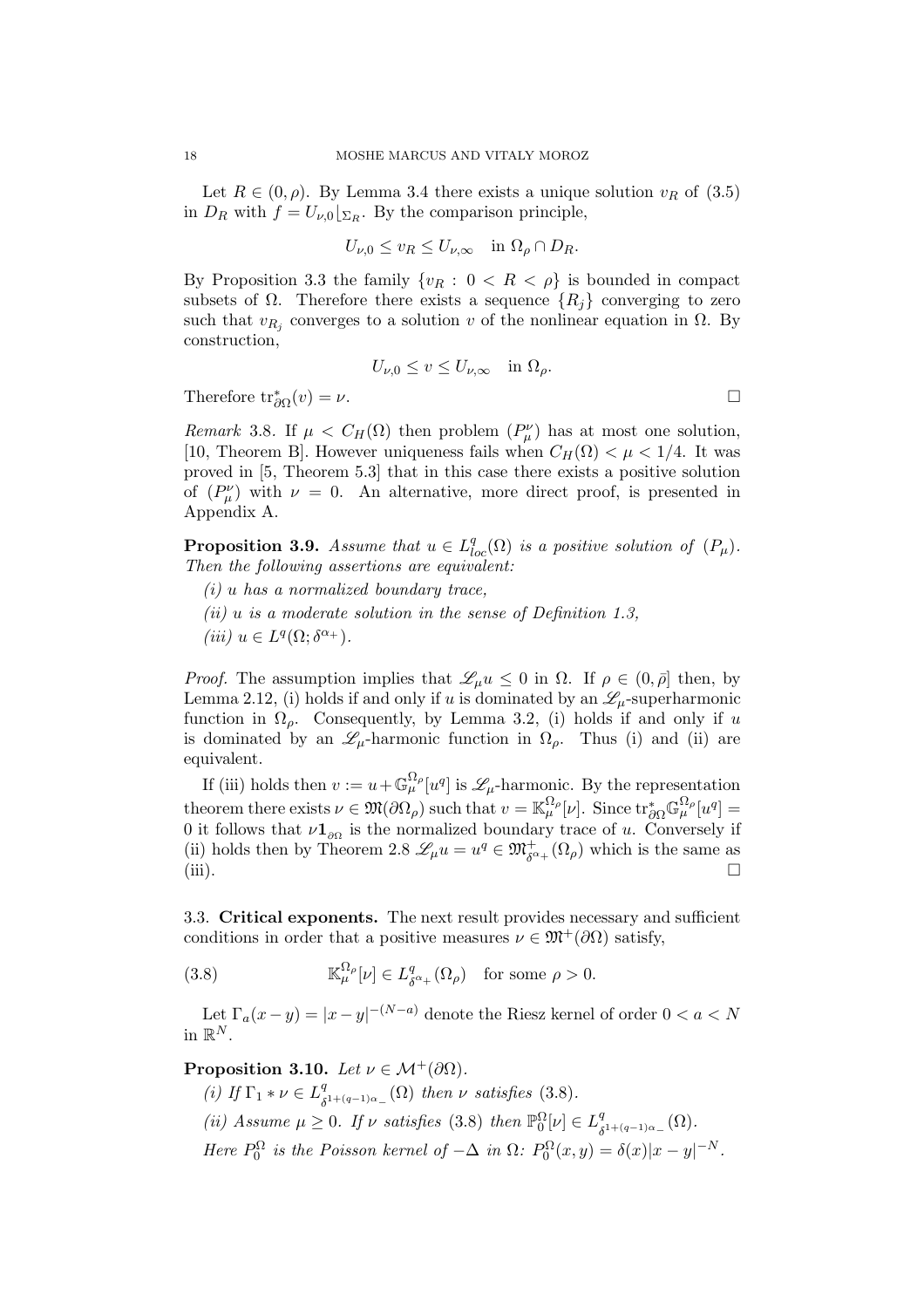Let $R \in (0, \rho)$. By Lemma 3.4 there exists a unique solution $v_R$ of (3.5) in $D_R$ with $f = U_{\nu,0}\lfloor_{\Sigma_R}$. By the comparison principle,

$$U_{\nu,0} \leq v_R \leq U_{\nu,\infty} \quad \text{in } \Omega_\rho \cap D_R.$$

By Proposition 3.3 the family $\{v_R : 0 < R < \rho\}$ is bounded in compact subsets of $\Omega$. Therefore there exists a sequence $\{R_j\}$ converging to zero such that $v_{R_j}$ converges to a solution $v$ of the nonlinear equation in $\Omega$. By construction,

$$U_{\nu,0} \leq v \leq U_{\nu,\infty} \quad \text{in } \Omega_\rho.$$

Therefore $\mathrm{tr}^*_{\partial\Omega}(v) = \nu$. □

*Remark* 3.8. If $\mu < C_H(\Omega)$ then problem $(P^\nu_\mu)$ has at most one solution, [10, Theorem B]. However uniqueness fails when $C_H(\Omega) < \mu < 1/4$. It was proved in [5, Theorem 5.3] that in this case there exists a positive solution of $(P^\nu_\mu)$ with $\nu = 0$. An alternative, more direct proof, is presented in Appendix A.

**Proposition 3.9.** *Assume that $u \in L^q_{loc}(\Omega)$ is a positive solution of $(P_\mu)$. Then the following assertions are equivalent:*

*(i) $u$ has a normalized boundary trace,*

*(ii) $u$ is a moderate solution in the sense of Definition 1.3,*

*(iii) $u \in L^q(\Omega; \delta^{\alpha_+})$.*

*Proof.* The assumption implies that $\mathscr{L}_\mu u \leq 0$ in $\Omega$. If $\rho \in (0, \bar{\rho}]$ then, by Lemma 2.12, (i) holds if and only if $u$ is dominated by an $\mathscr{L}_\mu$-superharmonic function in $\Omega_\rho$. Consequently, by Lemma 3.2, (i) holds if and only if $u$ is dominated by an $\mathscr{L}_\mu$-harmonic function in $\Omega_\rho$. Thus (i) and (ii) are equivalent.

If (iii) holds then $v := u + \mathbb{G}^{\Omega_\rho}_\mu[u^q]$ is $\mathscr{L}_\mu$-harmonic. By the representation theorem there exists $\nu \in \mathfrak{M}(\partial\Omega_\rho)$ such that $v = \mathbb{K}^{\Omega_\rho}_\mu[\nu]$. Since $\mathrm{tr}^*_{\partial\Omega}\mathbb{G}^{\Omega_\rho}_\mu[u^q] = 0$ it follows that $\nu \mathbf{1}_{\partial\Omega}$ is the normalized boundary trace of $u$. Conversely if (ii) holds then by Theorem 2.8 $\mathscr{L}_\mu u = u^q \in \mathfrak{M}^+_{\delta^{\alpha_+}}(\Omega_\rho)$ which is the same as (iii). □

### 3.3. Critical exponents.

The next result provides necessary and sufficient conditions in order that a positive measures $\nu \in \mathfrak{M}^+(\partial\Omega)$ satisfy,

$$\mathbb{K}^{\Omega_\rho}_\mu[\nu] \in L^q_{\delta^{\alpha_+}}(\Omega_\rho) \quad \text{for some } \rho > 0. \tag{3.8}$$

Let $\Gamma_a(x - y) = |x - y|^{-(N-a)}$ denote the Riesz kernel of order $0 < a < N$ in $\mathbb{R}^N$.

**Proposition 3.10.** *Let $\nu \in \mathcal{M}^+(\partial\Omega)$.*

*(i) If $\Gamma_1 * \nu \in L^q_{\delta^{1+(q-1)\alpha_-}}(\Omega)$ then $\nu$ satisfies (3.8).*

*(ii) Assume $\mu \geq 0$. If $\nu$ satisfies (3.8) then $\mathbb{P}^\Omega_0[\nu] \in L^q_{\delta^{1+(q-1)\alpha_-}}(\Omega)$.*

*Here $P^\Omega_0$ is the Poisson kernel of $-\Delta$ in $\Omega$: $P^\Omega_0(x, y) = \delta(x)|x - y|^{-N}$.*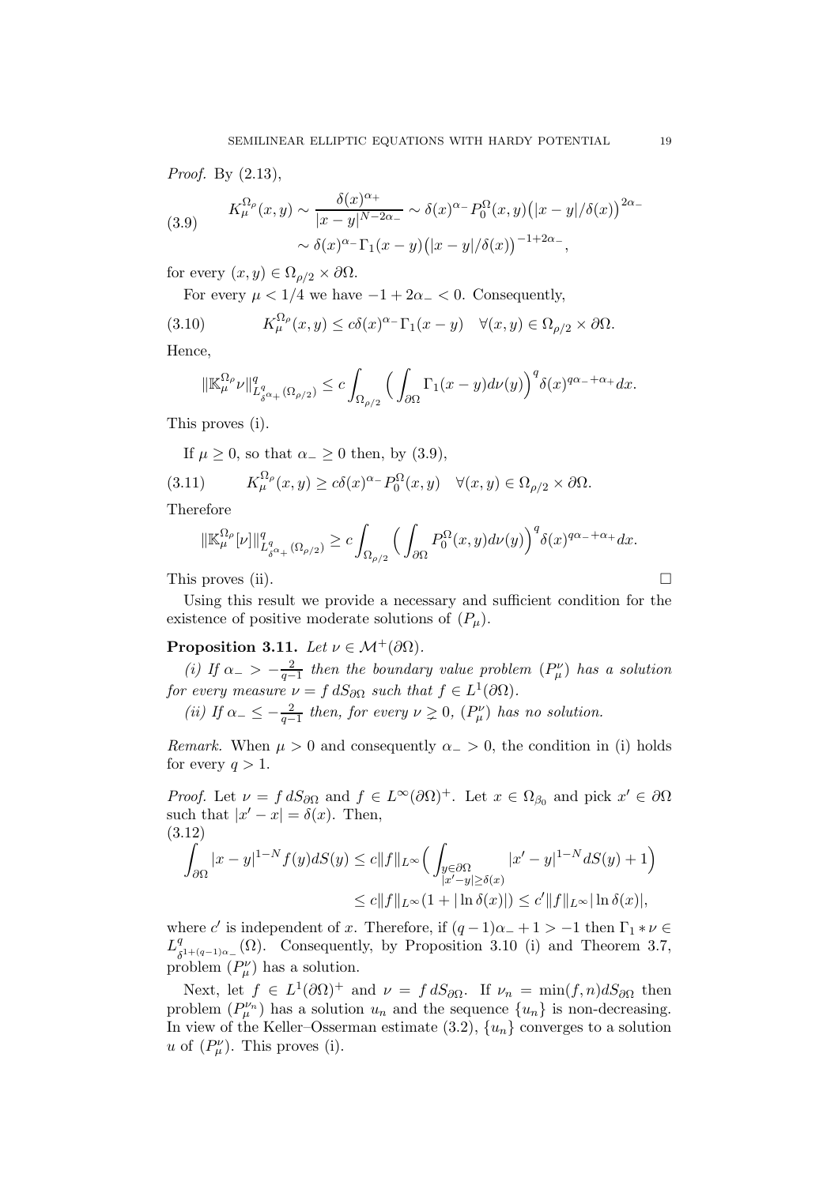*Proof.* By (2.13),

$$K_\mu^{\Omega_\rho}(x,y) \sim \frac{\delta(x)^{\alpha_+}}{|x-y|^{N-2\alpha_-}} \sim \delta(x)^{\alpha_-} P_0^{\Omega}(x,y)\big(|x-y|/\delta(x)\big)^{2\alpha_-} \sim \delta(x)^{\alpha_-}\Gamma_1(x-y)\big(|x-y|/\delta(x)\big)^{-1+2\alpha_-}, \tag{3.9}$$

for every $(x,y) \in \Omega_{\rho/2} \times \partial\Omega$.

For every $\mu < 1/4$ we have $-1+2\alpha_- < 0$. Consequently,

$$K_\mu^{\Omega_\rho}(x,y) \le c\delta(x)^{\alpha_-}\Gamma_1(x-y) \quad \forall (x,y) \in \Omega_{\rho/2} \times \partial\Omega. \tag{3.10}$$

Hence,

$$\|\mathbb{K}_\mu^{\Omega_\rho}\nu\|^q_{L^q_{\delta^{\alpha_+}}(\Omega_{\rho/2})} \le c\int_{\Omega_{\rho/2}} \Big(\int_{\partial\Omega} \Gamma_1(x-y)d\nu(y)\Big)^q \delta(x)^{q\alpha_-+\alpha_+}dx.$$

This proves (i).

If $\mu \ge 0$, so that $\alpha_- \ge 0$ then, by (3.9),

$$K_\mu^{\Omega_\rho}(x,y) \ge c\delta(x)^{\alpha_-}P_0^{\Omega}(x,y) \quad \forall (x,y) \in \Omega_{\rho/2} \times \partial\Omega. \tag{3.11}$$

Therefore

$$\|\mathbb{K}_\mu^{\Omega_\rho}[\nu]\|^q_{L^q_{\delta^{\alpha_+}}(\Omega_{\rho/2})} \ge c\int_{\Omega_{\rho/2}} \Big(\int_{\partial\Omega} P_0^{\Omega}(x,y)d\nu(y)\Big)^q \delta(x)^{q\alpha_-+\alpha_+}dx.$$

This proves (ii). $\square$

Using this result we provide a necessary and sufficient condition for the existence of positive moderate solutions of $(P_\mu)$.

**Proposition 3.11.** *Let $\nu \in \mathcal{M}^+(\partial\Omega)$.*

*(i) If $\alpha_- > -\frac{2}{q-1}$ then the boundary value problem $(P_\mu^\nu)$ has a solution for every measure $\nu = f\, dS_{\partial\Omega}$ such that $f \in L^1(\partial\Omega)$.*

*(ii) If $\alpha_- \le -\frac{2}{q-1}$ then, for every $\nu \gneq 0$, $(P_\mu^\nu)$ has no solution.*

*Remark.* When $\mu > 0$ and consequently $\alpha_- > 0$, the condition in (i) holds for every $q > 1$.

*Proof.* Let $\nu = f\, dS_{\partial\Omega}$ and $f \in L^\infty(\partial\Omega)^+$. Let $x \in \Omega_{\beta_0}$ and pick $x' \in \partial\Omega$ such that $|x'-x| = \delta(x)$. Then,

$$\begin{aligned}\int_{\partial\Omega} |x-y|^{1-N} f(y)dS(y) &\le c\|f\|_{L^\infty}\Big(\int_{\substack{y\in\partial\Omega\\ |x'-y|\ge\delta(x)}} |x'-y|^{1-N}dS(y) + 1\Big)\\ &\le c\|f\|_{L^\infty}(1+|\ln\delta(x)|) \le c'\|f\|_{L^\infty}|\ln\delta(x)|,\end{aligned} \tag{3.12}$$

where $c'$ is independent of $x$. Therefore, if $(q-1)\alpha_- + 1 > -1$ then $\Gamma_1 * \nu \in L^q_{\delta^{1+(q-1)\alpha_-}}(\Omega)$. Consequently, by Proposition 3.10 (i) and Theorem 3.7, problem $(P_\mu^\nu)$ has a solution.

Next, let $f \in L^1(\partial\Omega)^+$ and $\nu = f\, dS_{\partial\Omega}$. If $\nu_n = \min(f,n)dS_{\partial\Omega}$ then problem $(P_\mu^{\nu_n})$ has a solution $u_n$ and the sequence $\{u_n\}$ is non-decreasing. In view of the Keller–Osserman estimate (3.2), $\{u_n\}$ converges to a solution $u$ of $(P_\mu^\nu)$. This proves (i).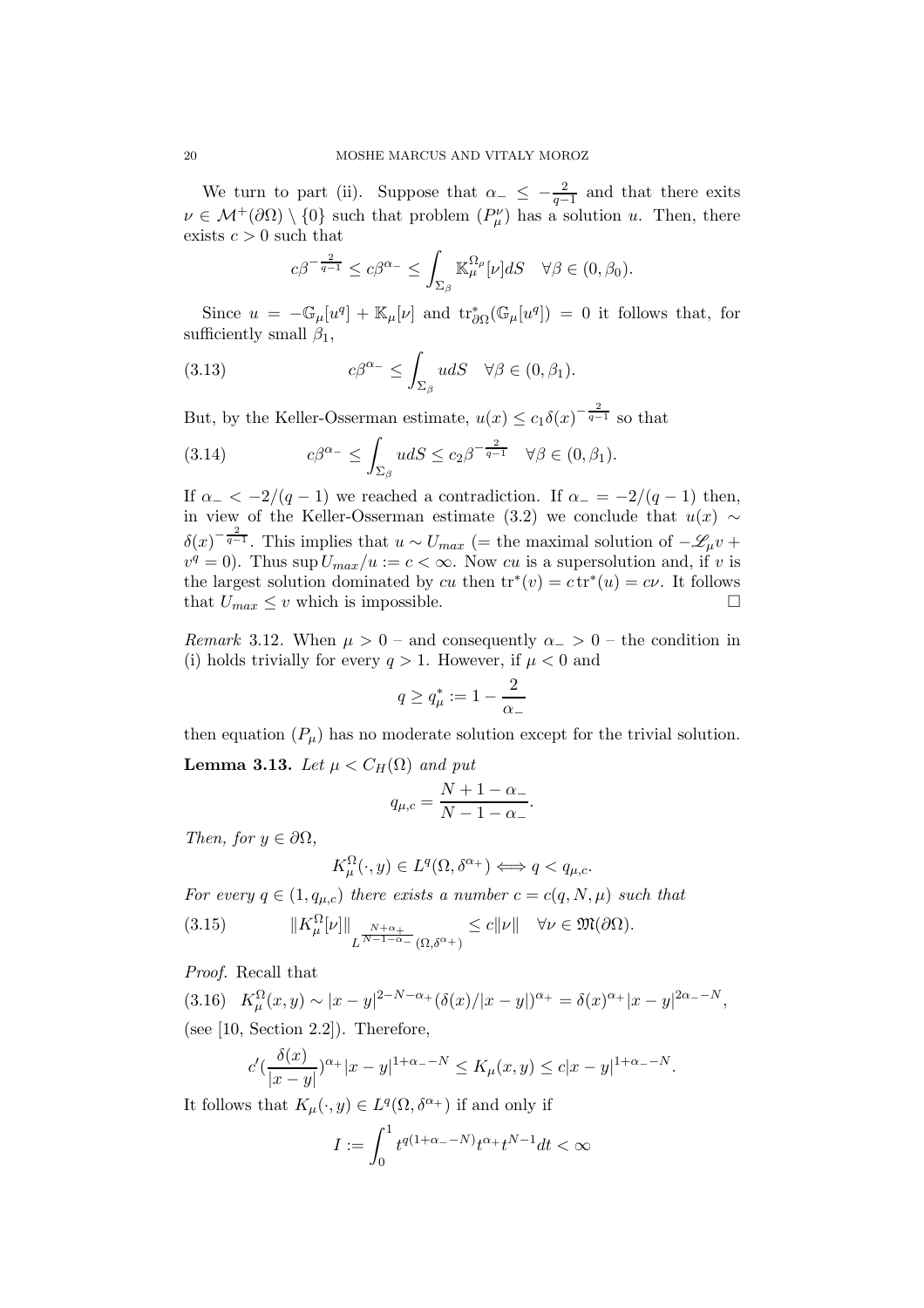We turn to part (ii). Suppose that $\alpha_- \leq -\frac{2}{q-1}$ and that there exits $\nu \in \mathcal{M}^+(\partial\Omega) \setminus \{0\}$ such that problem $(P_\mu^\nu)$ has a solution $u$. Then, there exists $c > 0$ such that

$$c\beta^{-\frac{2}{q-1}} \leq c\beta^{\alpha_-} \leq \int_{\Sigma_\beta} \mathbb{K}_\mu^{\Omega_\rho}[\nu] dS \quad \forall \beta \in (0, \beta_0).$$

Since $u = -\mathbb{G}_\mu[u^q] + \mathbb{K}_\mu[\nu]$ and $\operatorname{tr}^*_{\partial\Omega}(\mathbb{G}_\mu[u^q]) = 0$ it follows that, for sufficiently small $\beta_1$,

$$c\beta^{\alpha_-} \leq \int_{\Sigma_\beta} u dS \quad \forall \beta \in (0, \beta_1). \tag{3.13}$$

But, by the Keller-Osserman estimate, $u(x) \leq c_1 \delta(x)^{-\frac{2}{q-1}}$ so that

$$c\beta^{\alpha_-} \leq \int_{\Sigma_\beta} u dS \leq c_2 \beta^{-\frac{2}{q-1}} \quad \forall \beta \in (0, \beta_1). \tag{3.14}$$

If $\alpha_- < -2/(q-1)$ we reached a contradiction. If $\alpha_- = -2/(q-1)$ then, in view of the Keller-Osserman estimate (3.2) we conclude that $u(x) \sim \delta(x)^{-\frac{2}{q-1}}$. This implies that $u \sim U_{max}$ (= the maximal solution of $-\mathscr{L}_\mu v + v^q = 0$). Thus $\sup U_{max}/u := c < \infty$. Now $cu$ is a supersolution and, if $v$ is the largest solution dominated by $cu$ then $\operatorname{tr}^*(v) = c \operatorname{tr}^*(u) = c\nu$. It follows that $U_{max} \leq v$ which is impossible. $\square$

*Remark* 3.12. When $\mu > 0$ – and consequently $\alpha_- > 0$ – the condition in (i) holds trivially for every $q > 1$. However, if $\mu < 0$ and

$$q \geq q^*_\mu := 1 - \frac{2}{\alpha_-}$$

then equation $(P_\mu)$ has no moderate solution except for the trivial solution.

**Lemma 3.13.** *Let $\mu < C_H(\Omega)$ and put*

$$q_{\mu,c} = \frac{N + 1 - \alpha_-}{N - 1 - \alpha_-}.$$

*Then, for $y \in \partial\Omega$,*

$$K_\mu^\Omega(\cdot, y) \in L^q(\Omega, \delta^{\alpha_+}) \iff q < q_{\mu,c}.$$

*For every $q \in (1, q_{\mu,c})$ there exists a number $c = c(q, N, \mu)$ such that*

$$\|K_\mu^\Omega[\nu]\|_{L^{\frac{N+\alpha_+}{N-1-\alpha_-}}(\Omega, \delta^{\alpha_+})} \leq c\|\nu\| \quad \forall \nu \in \mathfrak{M}(\partial\Omega). \tag{3.15}$$

*Proof.* Recall that

$$K_\mu^\Omega(x, y) \sim |x - y|^{2-N-\alpha_+} (\delta(x)/|x - y|)^{\alpha_+} = \delta(x)^{\alpha_+} |x - y|^{2\alpha_- - N}, \tag{3.16}$$

(see [10, Section 2.2]). Therefore,

$$c' (\frac{\delta(x)}{|x - y|})^{\alpha_+} |x - y|^{1+\alpha_- - N} \leq K_\mu(x, y) \leq c|x - y|^{1+\alpha_- - N}.$$

It follows that $K_\mu(\cdot, y) \in L^q(\Omega, \delta^{\alpha_+})$ if and only if

$$I := \int_0^1 t^{q(1+\alpha_- - N)} t^{\alpha_+} t^{N-1} dt < \infty$$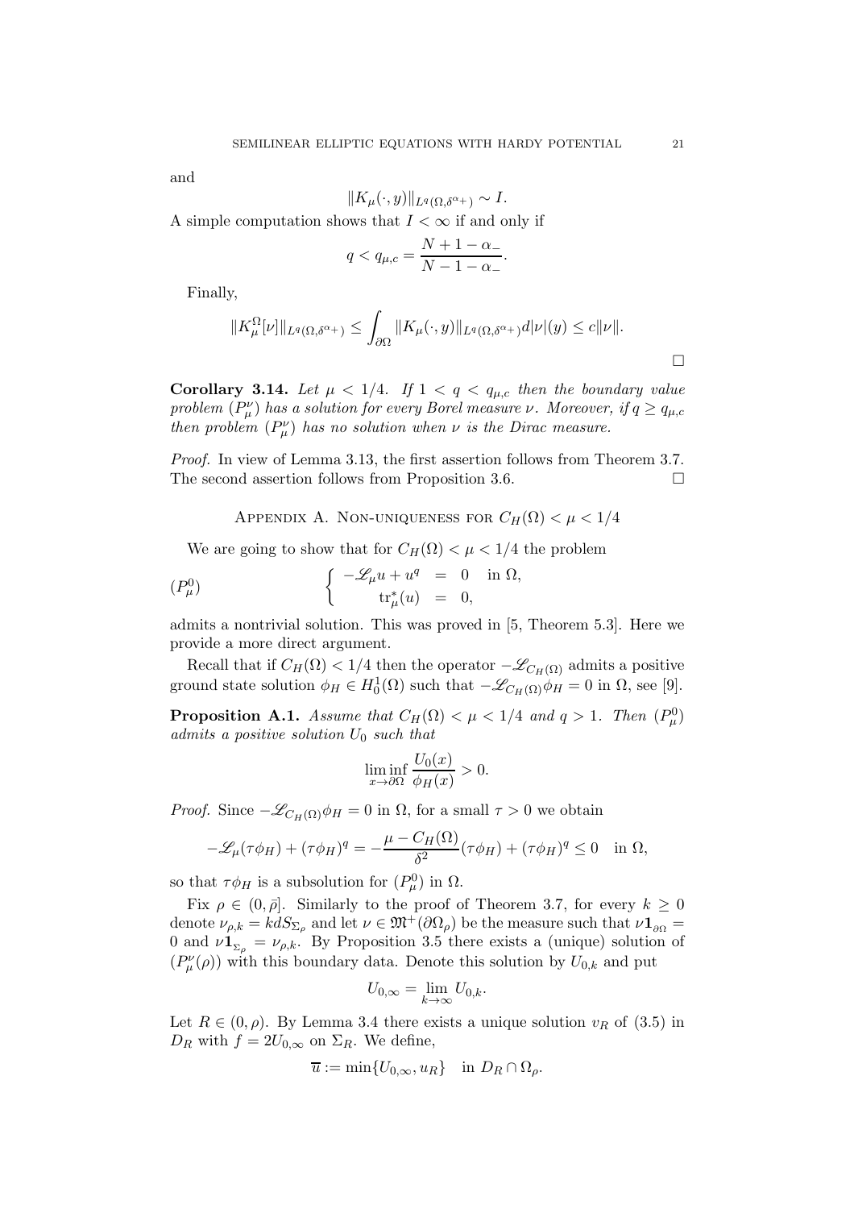and

$$\|K_\mu(\cdot, y)\|_{L^q(\Omega, \delta^{\alpha_+})} \sim I.$$

A simple computation shows that $I < \infty$ if and only if

$$q < q_{\mu,c} = \frac{N + 1 - \alpha_-}{N - 1 - \alpha_-}.$$

Finally,

$$\|K_\mu^\Omega[\nu]\|_{L^q(\Omega, \delta^{\alpha_+})} \leq \int_{\partial\Omega} \|K_\mu(\cdot, y)\|_{L^q(\Omega, \delta^{\alpha_+})} d|\nu|(y) \leq c\|\nu\|.$$

□

**Corollary 3.14.** *Let $\mu < 1/4$. If $1 < q < q_{\mu,c}$ then the boundary value problem $(P_\mu^\nu)$ has a solution for every Borel measure $\nu$. Moreover, if $q \geq q_{\mu,c}$ then problem $(P_\mu^\nu)$ has no solution when $\nu$ is the Dirac measure.*

*Proof.* In view of Lemma 3.13, the first assertion follows from Theorem 3.7. The second assertion follows from Proposition 3.6. □

## Appendix A. Non-uniqueness for $C_H(\Omega) < \mu < 1/4$

We are going to show that for $C_H(\Omega) < \mu < 1/4$ the problem

$$(P_\mu^0) \qquad \begin{cases} -\mathscr{L}_\mu u + u^q &= 0 \quad \text{in } \Omega, \\ \operatorname{tr}_\mu^*(u) &= 0, \end{cases}$$

admits a nontrivial solution. This was proved in [5, Theorem 5.3]. Here we provide a more direct argument.

Recall that if $C_H(\Omega) < 1/4$ then the operator $-\mathscr{L}_{C_H(\Omega)}$ admits a positive ground state solution $\phi_H \in H_0^1(\Omega)$ such that $-\mathscr{L}_{C_H(\Omega)}\phi_H = 0$ in $\Omega$, see [9].

**Proposition A.1.** *Assume that $C_H(\Omega) < \mu < 1/4$ and $q > 1$. Then $(P_\mu^0)$ admits a positive solution $U_0$ such that*

$$\liminf_{x \to \partial\Omega} \frac{U_0(x)}{\phi_H(x)} > 0.$$

*Proof.* Since $-\mathscr{L}_{C_H(\Omega)}\phi_H = 0$ in $\Omega$, for a small $\tau > 0$ we obtain

$$-\mathscr{L}_\mu(\tau\phi_H) + (\tau\phi_H)^q = -\frac{\mu - C_H(\Omega)}{\delta^2}(\tau\phi_H) + (\tau\phi_H)^q \leq 0 \quad \text{in } \Omega,$$

so that $\tau\phi_H$ is a subsolution for $(P_\mu^0)$ in $\Omega$.

Fix $\rho \in (0, \bar{\rho}]$. Similarly to the proof of Theorem 3.7, for every $k \geq 0$ denote $\nu_{\rho,k} = kdS_{\Sigma_\rho}$ and let $\nu \in \mathfrak{M}^+(\partial\Omega_\rho)$ be the measure such that $\nu \mathbf{1}_{\partial\Omega} = 0$ and $\nu \mathbf{1}_{\Sigma_\rho} = \nu_{\rho,k}$. By Proposition 3.5 there exists a (unique) solution of $(P_\mu^\nu(\rho))$ with this boundary data. Denote this solution by $U_{0,k}$ and put

$$U_{0,\infty} = \lim_{k \to \infty} U_{0,k}.$$

Let $R \in (0, \rho)$. By Lemma 3.4 there exists a unique solution $v_R$ of (3.5) in $D_R$ with $f = 2U_{0,\infty}$ on $\Sigma_R$. We define,

$$\overline{u} := \min\{U_{0,\infty}, u_R\} \quad \text{in } D_R \cap \Omega_\rho.$$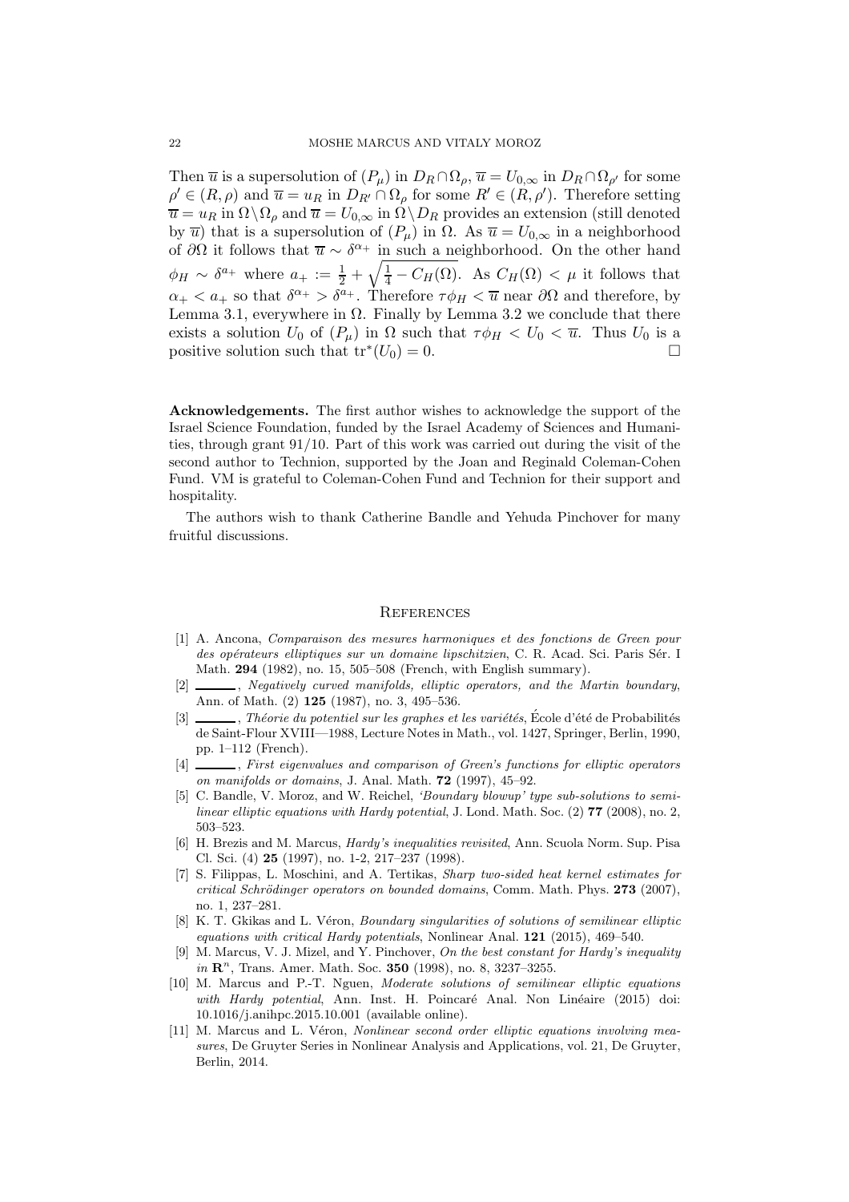Then $\overline{u}$ is a supersolution of $(P_\mu)$ in $D_R \cap \Omega_\rho$, $\overline{u} = U_{0,\infty}$ in $D_R \cap \Omega_{\rho'}$ for some $\rho' \in (R, \rho)$ and $\overline{u} = u_R$ in $D_{R'} \cap \Omega_\rho$ for some $R' \in (R, \rho')$. Therefore setting $\overline{u} = u_R$ in $\Omega \setminus \Omega_\rho$ and $\overline{u} = U_{0,\infty}$ in $\Omega \setminus D_R$ provides an extension (still denoted by $\overline{u}$) that is a supersolution of $(P_\mu)$ in $\Omega$. As $\overline{u} = U_{0,\infty}$ in a neighborhood of $\partial\Omega$ it follows that $\overline{u} \sim \delta^{\alpha_+}$ in such a neighborhood. On the other hand $\phi_H \sim \delta^{a_+}$ where $a_+ := \frac{1}{2} + \sqrt{\frac{1}{4} - C_H(\Omega)}$. As $C_H(\Omega) < \mu$ it follows that $\alpha_+ < a_+$ so that $\delta^{\alpha_+} > \delta^{a_+}$. Therefore $\tau\phi_H < \overline{u}$ near $\partial\Omega$ and therefore, by Lemma 3.1, everywhere in $\Omega$. Finally by Lemma 3.2 we conclude that there exists a solution $U_0$ of $(P_\mu)$ in $\Omega$ such that $\tau\phi_H < U_0 < \overline{u}$. Thus $U_0$ is a positive solution such that $\mathrm{tr}^*(U_0) = 0$. □

**Acknowledgements.** The first author wishes to acknowledge the support of the Israel Science Foundation, funded by the Israel Academy of Sciences and Humanities, through grant 91/10. Part of this work was carried out during the visit of the second author to Technion, supported by the Joan and Reginald Coleman-Cohen Fund. VM is grateful to Coleman-Cohen Fund and Technion for their support and hospitality.

The authors wish to thank Catherine Bandle and Yehuda Pinchover for many fruitful discussions.

## References

[1] A. Ancona, *Comparaison des mesures harmoniques et des fonctions de Green pour des opérateurs elliptiques sur un domaine lipschitzien*, C. R. Acad. Sci. Paris Sér. I Math. **294** (1982), no. 15, 505–508 (French, with English summary).

[2] ______, *Negatively curved manifolds, elliptic operators, and the Martin boundary*, Ann. of Math. (2) **125** (1987), no. 3, 495–536.

[3] ______, *Théorie du potentiel sur les graphes et les variétés*, École d'été de Probabilités de Saint-Flour XVIII—1988, Lecture Notes in Math., vol. 1427, Springer, Berlin, 1990, pp. 1–112 (French).

[4] ______, *First eigenvalues and comparison of Green's functions for elliptic operators on manifolds or domains*, J. Anal. Math. **72** (1997), 45–92.

[5] C. Bandle, V. Moroz, and W. Reichel, *'Boundary blowup' type sub-solutions to semilinear elliptic equations with Hardy potential*, J. Lond. Math. Soc. (2) **77** (2008), no. 2, 503–523.

[6] H. Brezis and M. Marcus, *Hardy's inequalities revisited*, Ann. Scuola Norm. Sup. Pisa Cl. Sci. (4) **25** (1997), no. 1-2, 217–237 (1998).

[7] S. Filippas, L. Moschini, and A. Tertikas, *Sharp two-sided heat kernel estimates for critical Schrödinger operators on bounded domains*, Comm. Math. Phys. **273** (2007), no. 1, 237–281.

[8] K. T. Gkikas and L. Véron, *Boundary singularities of solutions of semilinear elliptic equations with critical Hardy potentials*, Nonlinear Anal. **121** (2015), 469–540.

[9] M. Marcus, V. J. Mizel, and Y. Pinchover, *On the best constant for Hardy's inequality in* $\mathbf{R}^n$, Trans. Amer. Math. Soc. **350** (1998), no. 8, 3237–3255.

[10] M. Marcus and P.-T. Nguen, *Moderate solutions of semilinear elliptic equations with Hardy potential*, Ann. Inst. H. Poincaré Anal. Non Linéaire (2015) doi: 10.1016/j.anihpc.2015.10.001 (available online).

[11] M. Marcus and L. Véron, *Nonlinear second order elliptic equations involving measures*, De Gruyter Series in Nonlinear Analysis and Applications, vol. 21, De Gruyter, Berlin, 2014.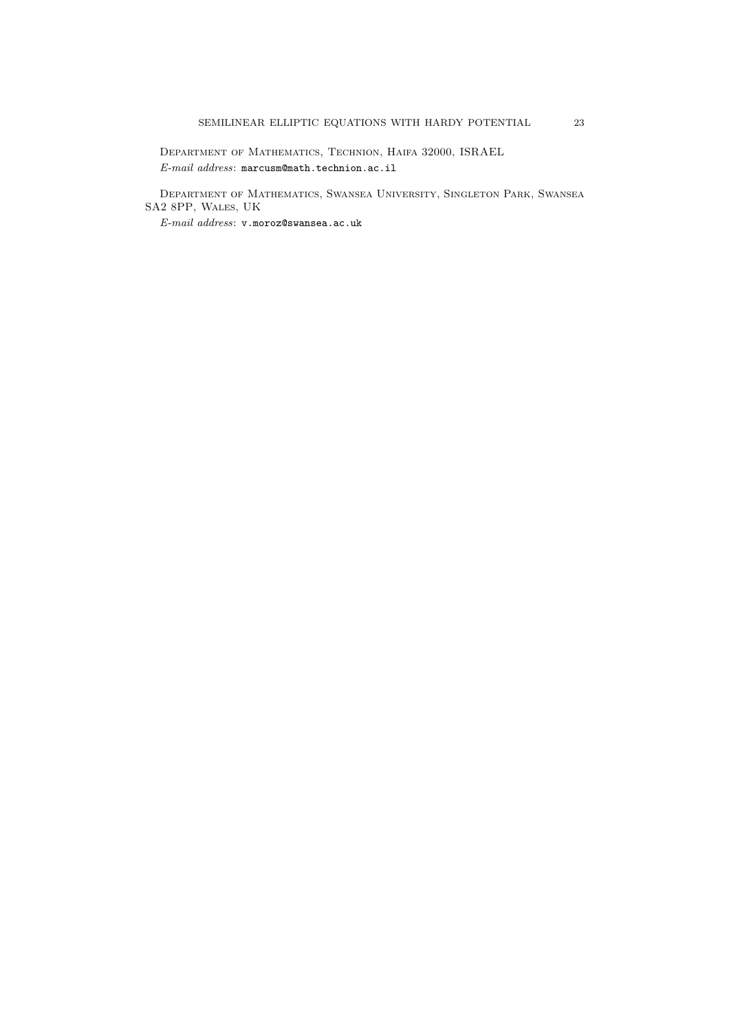Department of Mathematics, Technion, Haifa 32000, ISRAEL

*E-mail address*: marcusm@math.technion.ac.il

Department of Mathematics, Swansea University, Singleton Park, Swansea SA2 8PP, Wales, UK

*E-mail address*: v.moroz@swansea.ac.uk